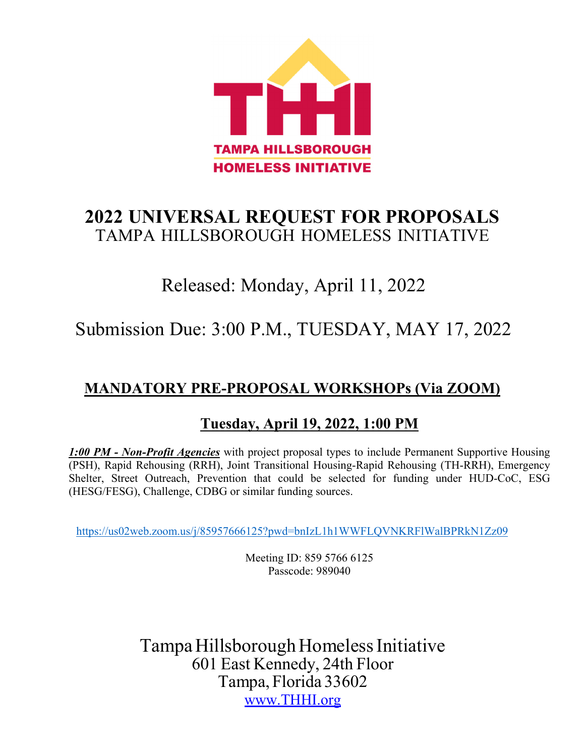THHI

TAMPA HILLSBOROUGH HOMELESS INITIATIVE

# 2022 UNIVERSAL REQUEST FOR PROPOSALS

TAMPA HILLSBOROUGH HOMELESS INITIATIVE

Released: Monday, April 11, 2022

Submission Due: 3:00 P.M., TUESDAY, MAY 17, 2022

## MANDATORY PRE-PROPOSAL WORKSHOPs (Via ZOOM)

### Tuesday, April 19, 2022, 1:00 PM

***1:00 PM - Non-Profit Agencies*** with project proposal types to include Permanent Supportive Housing (PSH), Rapid Rehousing (RRH), Joint Transitional Housing-Rapid Rehousing (TH-RRH), Emergency Shelter, Street Outreach, Prevention that could be selected for funding under HUD-CoC, ESG (HESG/FESG), Challenge, CDBG or similar funding sources.

https://us02web.zoom.us/j/85957666125?pwd=bnIzL1h1WWFLQVNKRFlWalBPRkN1Zz09

Meeting ID: 859 5766 6125
Passcode: 989040

Tampa Hillsborough Homeless Initiative
601 East Kennedy, 24th Floor
Tampa, Florida 33602
www.THHI.org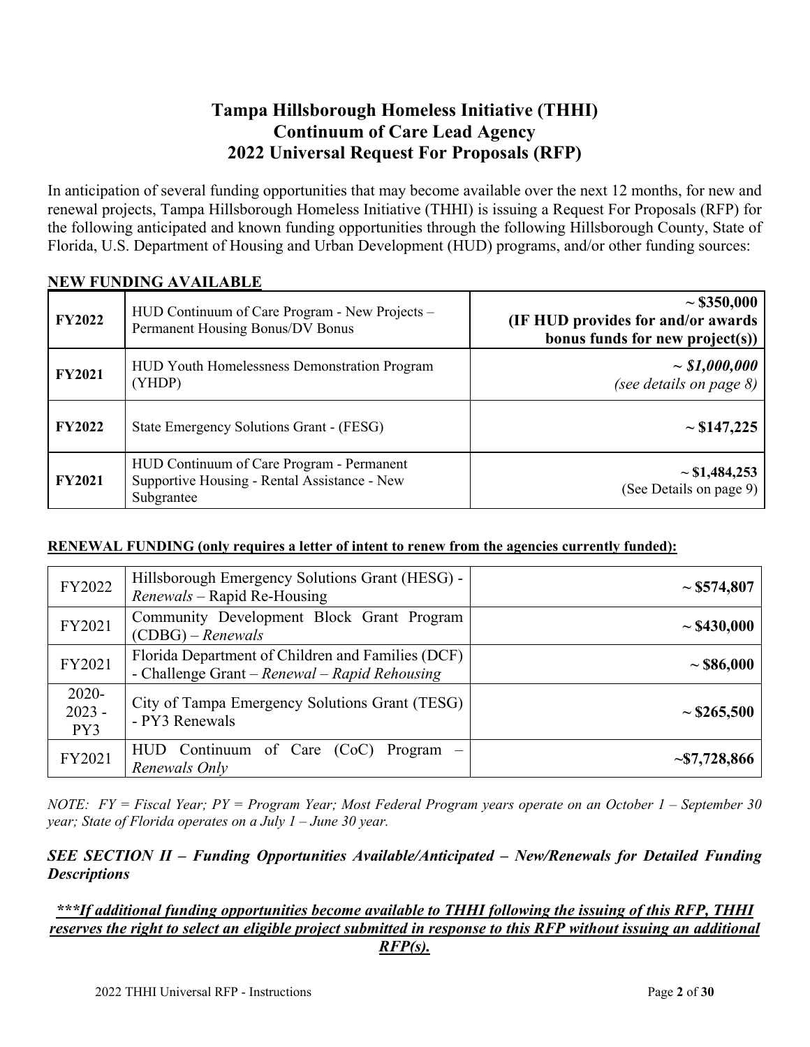# Tampa Hillsborough Homeless Initiative (THHI)
# Continuum of Care Lead Agency
# 2022 Universal Request For Proposals (RFP)

In anticipation of several funding opportunities that may become available over the next 12 months, for new and renewal projects, Tampa Hillsborough Homeless Initiative (THHI) is issuing a Request For Proposals (RFP) for the following anticipated and known funding opportunities through the following Hillsborough County, State of Florida, U.S. Department of Housing and Urban Development (HUD) programs, and/or other funding sources:

**NEW FUNDING AVAILABLE**

| | | |
|---|---|---|
| **FY2022** | HUD Continuum of Care Program - New Projects – Permanent Housing Bonus/DV Bonus | **~ $350,000 (IF HUD provides for and/or awards bonus funds for new project(s))** |
| **FY2021** | HUD Youth Homelessness Demonstration Program (YHDP) | ***~ $1,000,000*** *(see details on page 8)* |
| **FY2022** | State Emergency Solutions Grant - (FESG) | **~ $147,225** |
| **FY2021** | HUD Continuum of Care Program - Permanent Supportive Housing - Rental Assistance - New Subgrantee | **~ $1,484,253** (See Details on page 9) |

**RENEWAL FUNDING (only requires a letter of intent to renew from the agencies currently funded):**

| | | |
|---|---|---|
| FY2022 | Hillsborough Emergency Solutions Grant (HESG) - *Renewals* – Rapid Re-Housing | **~ $574,807** |
| FY2021 | Community Development Block Grant Program (CDBG) – *Renewals* | **~ $430,000** |
| FY2021 | Florida Department of Children and Families (DCF) - Challenge Grant – *Renewal – Rapid Rehousing* | **~ $86,000** |
| 2020-2023 - PY3 | City of Tampa Emergency Solutions Grant (TESG) - PY3 Renewals | **~ $265,500** |
| FY2021 | HUD Continuum of Care (CoC) Program – *Renewals Only* | **~$7,728,866** |

*NOTE: FY = Fiscal Year; PY = Program Year; Most Federal Program years operate on an October 1 – September 30 year; State of Florida operates on a July 1 – June 30 year.*

***SEE SECTION II – Funding Opportunities Available/Anticipated – New/Renewals for Detailed Funding Descriptions***

***\*\*\*If additional funding opportunities become available to THHI following the issuing of this RFP, THHI reserves the right to select an eligible project submitted in response to this RFP without issuing an additional RFP(s).***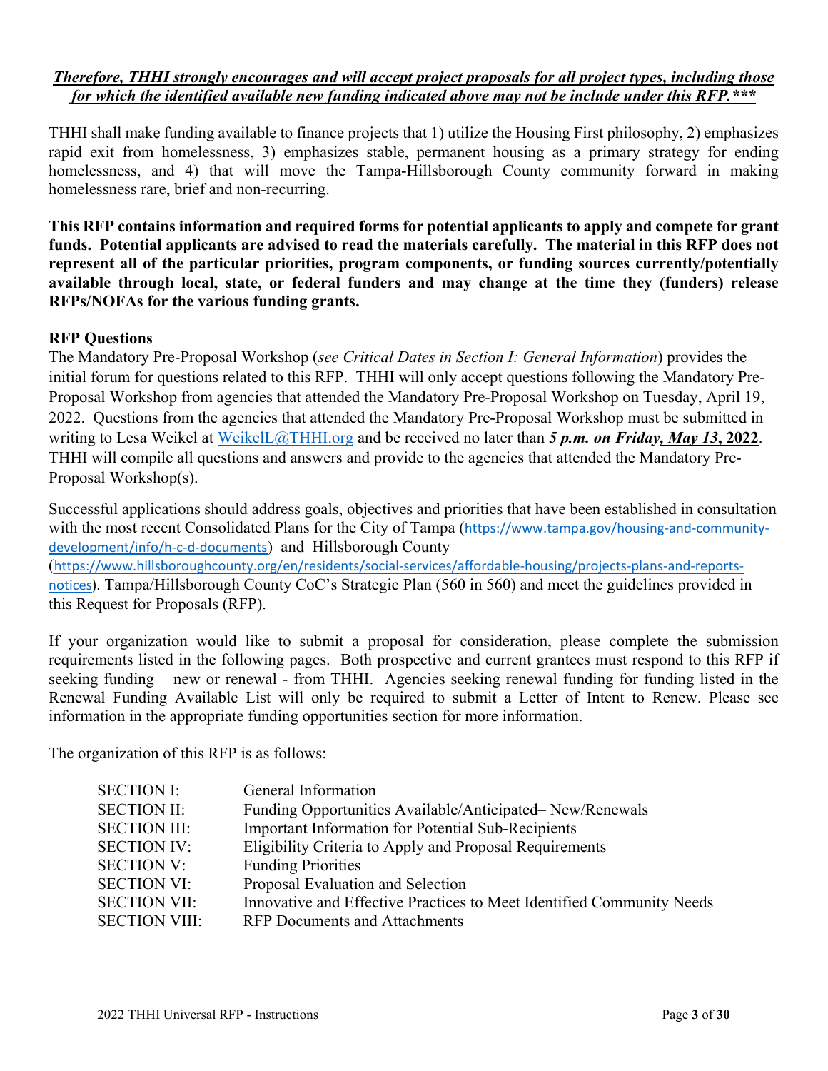***Therefore, THHI strongly encourages and will accept project proposals for all project types, including those for which the identified available new funding indicated above may not be include under this RFP.\*\*\****

THHI shall make funding available to finance projects that 1) utilize the Housing First philosophy, 2) emphasizes rapid exit from homelessness, 3) emphasizes stable, permanent housing as a primary strategy for ending homelessness, and 4) that will move the Tampa-Hillsborough County community forward in making homelessness rare, brief and non-recurring.

**This RFP contains information and required forms for potential applicants to apply and compete for grant funds. Potential applicants are advised to read the materials carefully. The material in this RFP does not represent all of the particular priorities, program components, or funding sources currently/potentially available through local, state, or federal funders and may change at the time they (funders) release RFPs/NOFAs for the various funding grants.**

**RFP Questions**

The Mandatory Pre-Proposal Workshop (*see Critical Dates in Section I: General Information*) provides the initial forum for questions related to this RFP. THHI will only accept questions following the Mandatory Pre-Proposal Workshop from agencies that attended the Mandatory Pre-Proposal Workshop on Tuesday, April 19, 2022. Questions from the agencies that attended the Mandatory Pre-Proposal Workshop must be submitted in writing to Lesa Weikel at WeikelL@THHI.org and be received no later than ***5 p.m. on Friday, May 13*, 2022**. THHI will compile all questions and answers and provide to the agencies that attended the Mandatory Pre-Proposal Workshop(s).

Successful applications should address goals, objectives and priorities that have been established in consultation with the most recent Consolidated Plans for the City of Tampa (https://www.tampa.gov/housing-and-community-development/info/h-c-d-documents) and Hillsborough County (https://www.hillsboroughcounty.org/en/residents/social-services/affordable-housing/projects-plans-and-reports-notices). Tampa/Hillsborough County CoC's Strategic Plan (560 in 560) and meet the guidelines provided in this Request for Proposals (RFP).

If your organization would like to submit a proposal for consideration, please complete the submission requirements listed in the following pages. Both prospective and current grantees must respond to this RFP if seeking funding – new or renewal - from THHI. Agencies seeking renewal funding for funding listed in the Renewal Funding Available List will only be required to submit a Letter of Intent to Renew. Please see information in the appropriate funding opportunities section for more information.

The organization of this RFP is as follows:

| | |
|---|---|
| SECTION I: | General Information |
| SECTION II: | Funding Opportunities Available/Anticipated– New/Renewals |
| SECTION III: | Important Information for Potential Sub-Recipients |
| SECTION IV: | Eligibility Criteria to Apply and Proposal Requirements |
| SECTION V: | Funding Priorities |
| SECTION VI: | Proposal Evaluation and Selection |
| SECTION VII: | Innovative and Effective Practices to Meet Identified Community Needs |
| SECTION VIII: | RFP Documents and Attachments |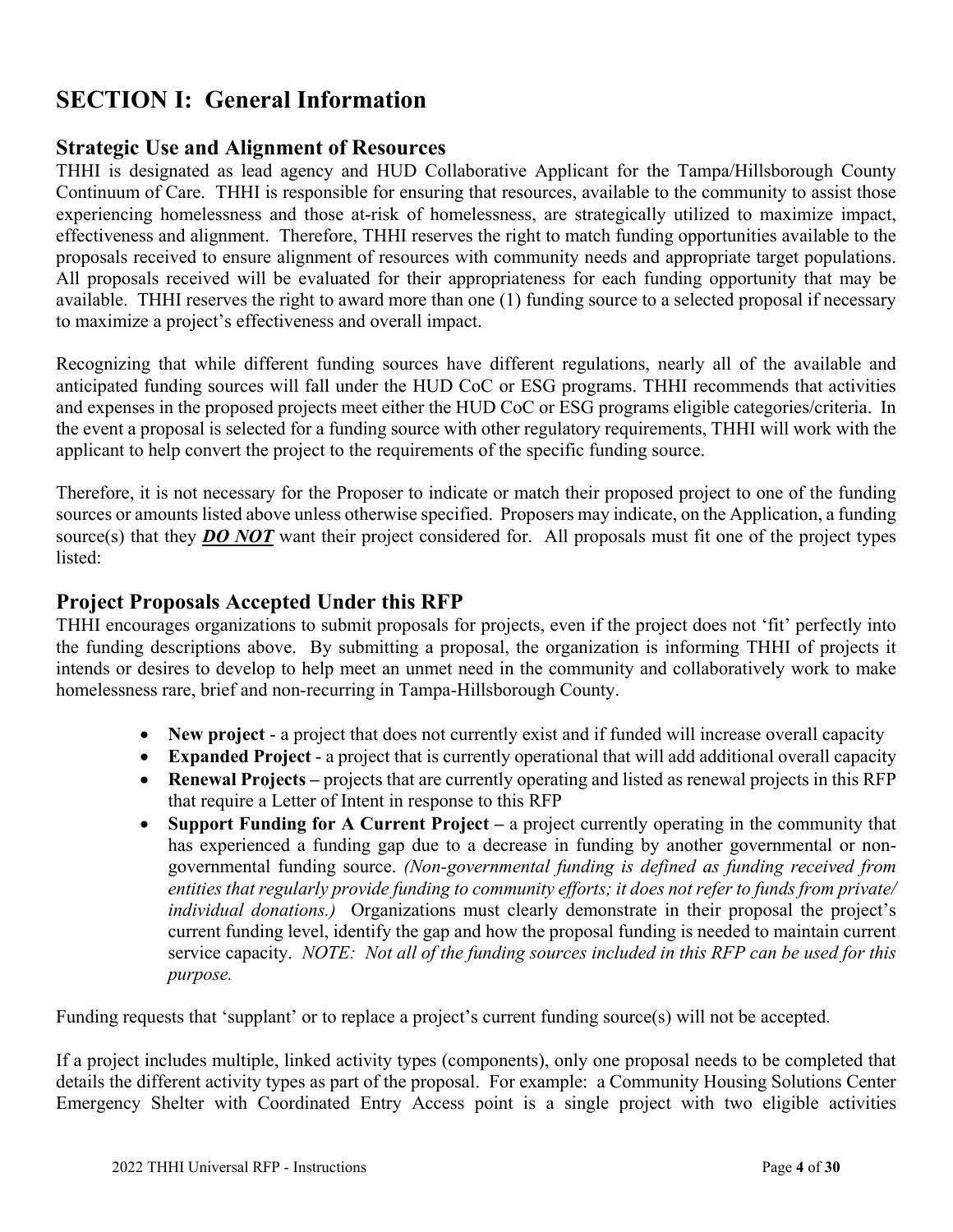# SECTION I: General Information

## Strategic Use and Alignment of Resources

THHI is designated as lead agency and HUD Collaborative Applicant for the Tampa/Hillsborough County Continuum of Care. THHI is responsible for ensuring that resources, available to the community to assist those experiencing homelessness and those at-risk of homelessness, are strategically utilized to maximize impact, effectiveness and alignment. Therefore, THHI reserves the right to match funding opportunities available to the proposals received to ensure alignment of resources with community needs and appropriate target populations. All proposals received will be evaluated for their appropriateness for each funding opportunity that may be available. THHI reserves the right to award more than one (1) funding source to a selected proposal if necessary to maximize a project's effectiveness and overall impact.

Recognizing that while different funding sources have different regulations, nearly all of the available and anticipated funding sources will fall under the HUD CoC or ESG programs. THHI recommends that activities and expenses in the proposed projects meet either the HUD CoC or ESG programs eligible categories/criteria. In the event a proposal is selected for a funding source with other regulatory requirements, THHI will work with the applicant to help convert the project to the requirements of the specific funding source.

Therefore, it is not necessary for the Proposer to indicate or match their proposed project to one of the funding sources or amounts listed above unless otherwise specified. Proposers may indicate, on the Application, a funding source(s) that they ***DO NOT*** want their project considered for. All proposals must fit one of the project types listed:

## Project Proposals Accepted Under this RFP

THHI encourages organizations to submit proposals for projects, even if the project does not 'fit' perfectly into the funding descriptions above. By submitting a proposal, the organization is informing THHI of projects it intends or desires to develop to help meet an unmet need in the community and collaboratively work to make homelessness rare, brief and non-recurring in Tampa-Hillsborough County.

- **New project** - a project that does not currently exist and if funded will increase overall capacity
- **Expanded Project** - a project that is currently operational that will add additional overall capacity
- **Renewal Projects –** projects that are currently operating and listed as renewal projects in this RFP that require a Letter of Intent in response to this RFP
- **Support Funding for A Current Project –** a project currently operating in the community that has experienced a funding gap due to a decrease in funding by another governmental or non-governmental funding source. *(Non-governmental funding is defined as funding received from entities that regularly provide funding to community efforts; it does not refer to funds from private/ individual donations.)* Organizations must clearly demonstrate in their proposal the project's current funding level, identify the gap and how the proposal funding is needed to maintain current service capacity. *NOTE: Not all of the funding sources included in this RFP can be used for this purpose.*

Funding requests that 'supplant' or to replace a project's current funding source(s) will not be accepted.

If a project includes multiple, linked activity types (components), only one proposal needs to be completed that details the different activity types as part of the proposal. For example: a Community Housing Solutions Center Emergency Shelter with Coordinated Entry Access point is a single project with two eligible activities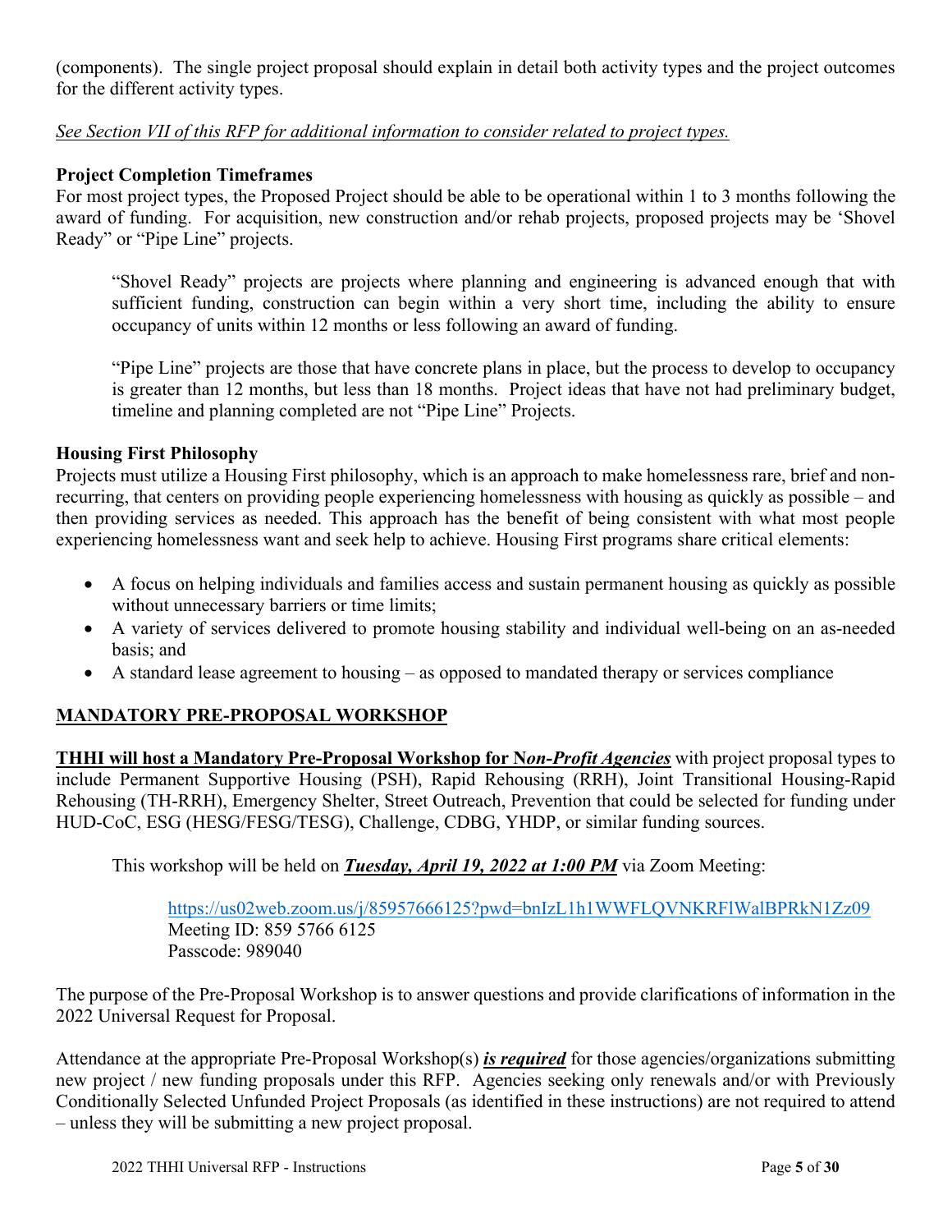(components). The single project proposal should explain in detail both activity types and the project outcomes for the different activity types.

*See Section VII of this RFP for additional information to consider related to project types.*

### Project Completion Timeframes

For most project types, the Proposed Project should be able to be operational within 1 to 3 months following the award of funding. For acquisition, new construction and/or rehab projects, proposed projects may be 'Shovel Ready" or "Pipe Line" projects.

> "Shovel Ready" projects are projects where planning and engineering is advanced enough that with sufficient funding, construction can begin within a very short time, including the ability to ensure occupancy of units within 12 months or less following an award of funding.
>
> "Pipe Line" projects are those that have concrete plans in place, but the process to develop to occupancy is greater than 12 months, but less than 18 months. Project ideas that have not had preliminary budget, timeline and planning completed are not "Pipe Line" Projects.

### Housing First Philosophy

Projects must utilize a Housing First philosophy, which is an approach to make homelessness rare, brief and non-recurring, that centers on providing people experiencing homelessness with housing as quickly as possible – and then providing services as needed. This approach has the benefit of being consistent with what most people experiencing homelessness want and seek help to achieve. Housing First programs share critical elements:

- A focus on helping individuals and families access and sustain permanent housing as quickly as possible without unnecessary barriers or time limits;
- A variety of services delivered to promote housing stability and individual well-being on an as-needed basis; and
- A standard lease agreement to housing – as opposed to mandated therapy or services compliance

## MANDATORY PRE-PROPOSAL WORKSHOP

**THHI will host a Mandatory Pre-Proposal Workshop for N*on-Profit Agencies*** with project proposal types to include Permanent Supportive Housing (PSH), Rapid Rehousing (RRH), Joint Transitional Housing-Rapid Rehousing (TH-RRH), Emergency Shelter, Street Outreach, Prevention that could be selected for funding under HUD-CoC, ESG (HESG/FESG/TESG), Challenge, CDBG, YHDP, or similar funding sources.

This workshop will be held on ***Tuesday, April 19, 2022 at 1:00 PM*** via Zoom Meeting:

https://us02web.zoom.us/j/85957666125?pwd=bnIzL1h1WWFLQVNKRFlWalBPRkN1Zz09
Meeting ID: 859 5766 6125
Passcode: 989040

The purpose of the Pre-Proposal Workshop is to answer questions and provide clarifications of information in the 2022 Universal Request for Proposal.

Attendance at the appropriate Pre-Proposal Workshop(s) ***is required*** for those agencies/organizations submitting new project / new funding proposals under this RFP. Agencies seeking only renewals and/or with Previously Conditionally Selected Unfunded Project Proposals (as identified in these instructions) are not required to attend – unless they will be submitting a new project proposal.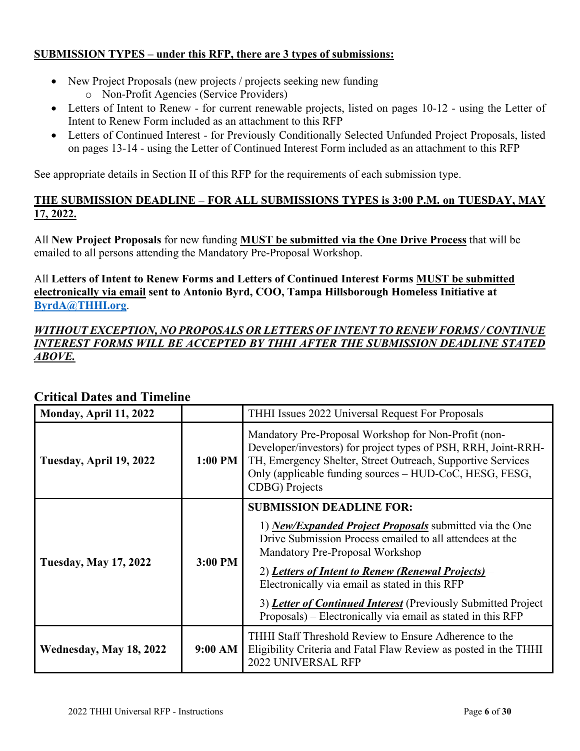**<u>SUBMISSION TYPES – under this RFP, there are 3 types of submissions:</u>**

- New Project Proposals (new projects / projects seeking new funding
  - Non-Profit Agencies (Service Providers)
- Letters of Intent to Renew - for current renewable projects, listed on pages 10-12 - using the Letter of Intent to Renew Form included as an attachment to this RFP
- Letters of Continued Interest - for Previously Conditionally Selected Unfunded Project Proposals, listed on pages 13-14 - using the Letter of Continued Interest Form included as an attachment to this RFP

See appropriate details in Section II of this RFP for the requirements of each submission type.

**<u>THE SUBMISSION DEADLINE – FOR ALL SUBMISSIONS TYPES is 3:00 P.M. on TUESDAY, MAY 17, 2022.</u>**

All **New Project Proposals** for new funding **<u>MUST be submitted via the One Drive Process</u>** that will be emailed to all persons attending the Mandatory Pre-Proposal Workshop.

All **Letters of Intent to Renew Forms and Letters of Continued Interest Forms <u>MUST be submitted electronically via email</u> sent to Antonio Byrd, COO, Tampa Hillsborough Homeless Initiative at [ByrdA@THHI.org](mailto:ByrdA@THHI.org)**.

***<u>WITHOUT EXCEPTION, NO PROPOSALS OR LETTERS OF INTENT TO RENEW FORMS / CONTINUE INTEREST FORMS WILL BE ACCEPTED BY THHI AFTER THE SUBMISSION DEADLINE STATED ABOVE.</u>***

## Critical Dates and Timeline

| | | |
|---|---|---|
| **Monday, April 11, 2022** | | THHI Issues 2022 Universal Request For Proposals |
| **Tuesday, April 19, 2022** | **1:00 PM** | Mandatory Pre-Proposal Workshop for Non-Profit (non-Developer/investors) for project types of PSH, RRH, Joint-RRH-TH, Emergency Shelter, Street Outreach, Supportive Services Only (applicable funding sources – HUD-CoC, HESG, FESG, CDBG) Projects |
| **Tuesday, May 17, 2022** | **3:00 PM** | **SUBMISSION DEADLINE FOR:**<br>1) ***<u>New/Expanded Project Proposals</u>*** submitted via the One Drive Submission Process emailed to all attendees at the Mandatory Pre-Proposal Workshop<br>2) ***<u>Letters of Intent to Renew (Renewal Projects)</u>*** – Electronically via email as stated in this RFP<br>3) ***<u>Letter of Continued Interest</u>*** (Previously Submitted Project Proposals) – Electronically via email as stated in this RFP |
| **Wednesday, May 18, 2022** | **9:00 AM** | THHI Staff Threshold Review to Ensure Adherence to the Eligibility Criteria and Fatal Flaw Review as posted in the THHI 2022 UNIVERSAL RFP |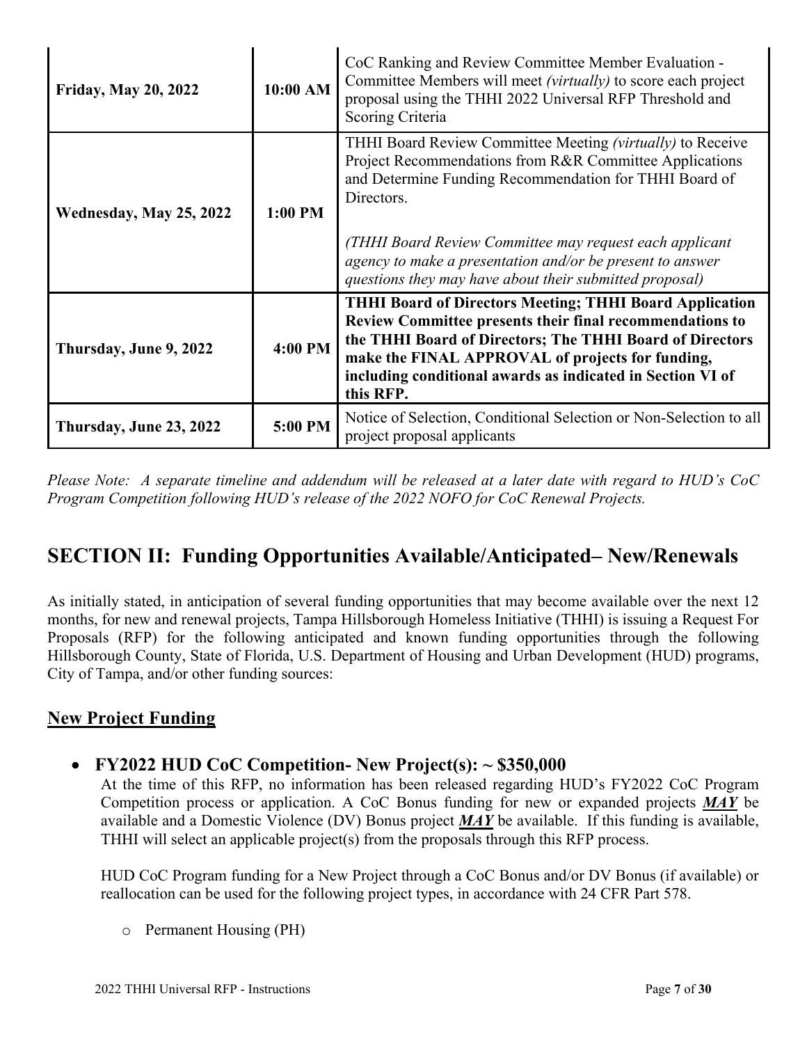| | | |
|---|---|---|
| **Friday, May 20, 2022** | **10:00 AM** | CoC Ranking and Review Committee Member Evaluation - Committee Members will meet *(virtually)* to score each project proposal using the THHI 2022 Universal RFP Threshold and Scoring Criteria |
| **Wednesday, May 25, 2022** | **1:00 PM** | THHI Board Review Committee Meeting *(virtually)* to Receive Project Recommendations from R&R Committee Applications and Determine Funding Recommendation for THHI Board of Directors.<br><br>*(THHI Board Review Committee may request each applicant agency to make a presentation and/or be present to answer questions they may have about their submitted proposal)* |
| **Thursday, June 9, 2022** | **4:00 PM** | **THHI Board of Directors Meeting; THHI Board Application Review Committee presents their final recommendations to the THHI Board of Directors; The THHI Board of Directors make the FINAL APPROVAL of projects for funding, including conditional awards as indicated in Section VI of this RFP.** |
| **Thursday, June 23, 2022** | **5:00 PM** | Notice of Selection, Conditional Selection or Non-Selection to all project proposal applicants |

*Please Note: A separate timeline and addendum will be released at a later date with regard to HUD's CoC Program Competition following HUD's release of the 2022 NOFO for CoC Renewal Projects.*

## SECTION II: Funding Opportunities Available/Anticipated– New/Renewals

As initially stated, in anticipation of several funding opportunities that may become available over the next 12 months, for new and renewal projects, Tampa Hillsborough Homeless Initiative (THHI) is issuing a Request For Proposals (RFP) for the following anticipated and known funding opportunities through the following Hillsborough County, State of Florida, U.S. Department of Housing and Urban Development (HUD) programs, City of Tampa, and/or other funding sources:

### New Project Funding

- **FY2022 HUD CoC Competition- New Project(s): ~ $350,000**

  At the time of this RFP, no information has been released regarding HUD's FY2022 CoC Program Competition process or application. A CoC Bonus funding for new or expanded projects ***MAY*** be available and a Domestic Violence (DV) Bonus project ***MAY*** be available. If this funding is available, THHI will select an applicable project(s) from the proposals through this RFP process.

  HUD CoC Program funding for a New Project through a CoC Bonus and/or DV Bonus (if available) or reallocation can be used for the following project types, in accordance with 24 CFR Part 578.

  - Permanent Housing (PH)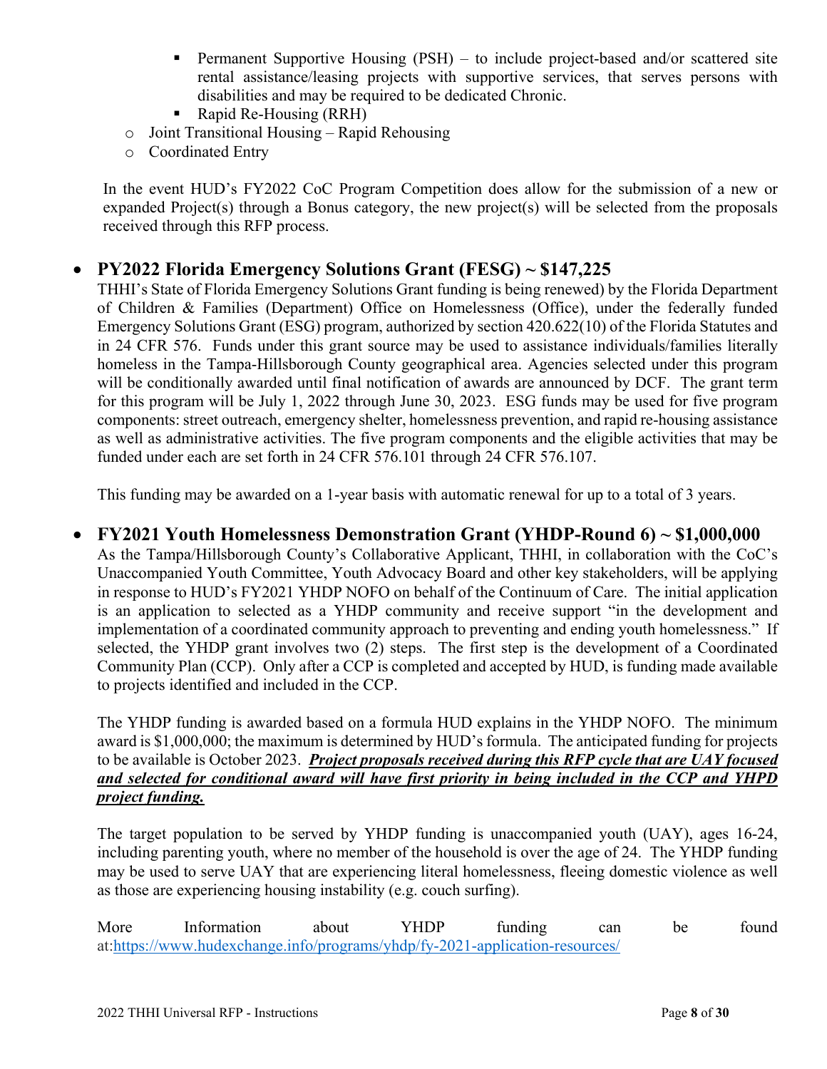- Permanent Supportive Housing (PSH) – to include project-based and/or scattered site rental assistance/leasing projects with supportive services, that serves persons with disabilities and may be required to be dedicated Chronic.
    - Rapid Re-Housing (RRH)
  - Joint Transitional Housing – Rapid Rehousing
  - Coordinated Entry

In the event HUD's FY2022 CoC Program Competition does allow for the submission of a new or expanded Project(s) through a Bonus category, the new project(s) will be selected from the proposals received through this RFP process.

- **PY2022 Florida Emergency Solutions Grant (FESG) ~ $147,225**

THHI's State of Florida Emergency Solutions Grant funding is being renewed) by the Florida Department of Children & Families (Department) Office on Homelessness (Office), under the federally funded Emergency Solutions Grant (ESG) program, authorized by section 420.622(10) of the Florida Statutes and in 24 CFR 576. Funds under this grant source may be used to assistance individuals/families literally homeless in the Tampa-Hillsborough County geographical area. Agencies selected under this program will be conditionally awarded until final notification of awards are announced by DCF. The grant term for this program will be July 1, 2022 through June 30, 2023. ESG funds may be used for five program components: street outreach, emergency shelter, homelessness prevention, and rapid re-housing assistance as well as administrative activities. The five program components and the eligible activities that may be funded under each are set forth in 24 CFR 576.101 through 24 CFR 576.107.

This funding may be awarded on a 1-year basis with automatic renewal for up to a total of 3 years.

- **FY2021 Youth Homelessness Demonstration Grant (YHDP-Round 6) ~ $1,000,000**

As the Tampa/Hillsborough County's Collaborative Applicant, THHI, in collaboration with the CoC's Unaccompanied Youth Committee, Youth Advocacy Board and other key stakeholders, will be applying in response to HUD's FY2021 YHDP NOFO on behalf of the Continuum of Care. The initial application is an application to selected as a YHDP community and receive support "in the development and implementation of a coordinated community approach to preventing and ending youth homelessness." If selected, the YHDP grant involves two (2) steps. The first step is the development of a Coordinated Community Plan (CCP). Only after a CCP is completed and accepted by HUD, is funding made available to projects identified and included in the CCP.

The YHDP funding is awarded based on a formula HUD explains in the YHDP NOFO. The minimum award is $1,000,000; the maximum is determined by HUD's formula. The anticipated funding for projects to be available is October 2023. ***<u>Project proposals received during this RFP cycle that are UAY focused and selected for conditional award will have first priority in being included in the CCP and YHPD project funding.</u>***

The target population to be served by YHDP funding is unaccompanied youth (UAY), ages 16-24, including parenting youth, where no member of the household is over the age of 24. The YHDP funding may be used to serve UAY that are experiencing literal homelessness, fleeing domestic violence as well as those are experiencing housing instability (e.g. couch surfing).

More Information about YHDP funding can be found at:https://www.hudexchange.info/programs/yhdp/fy-2021-application-resources/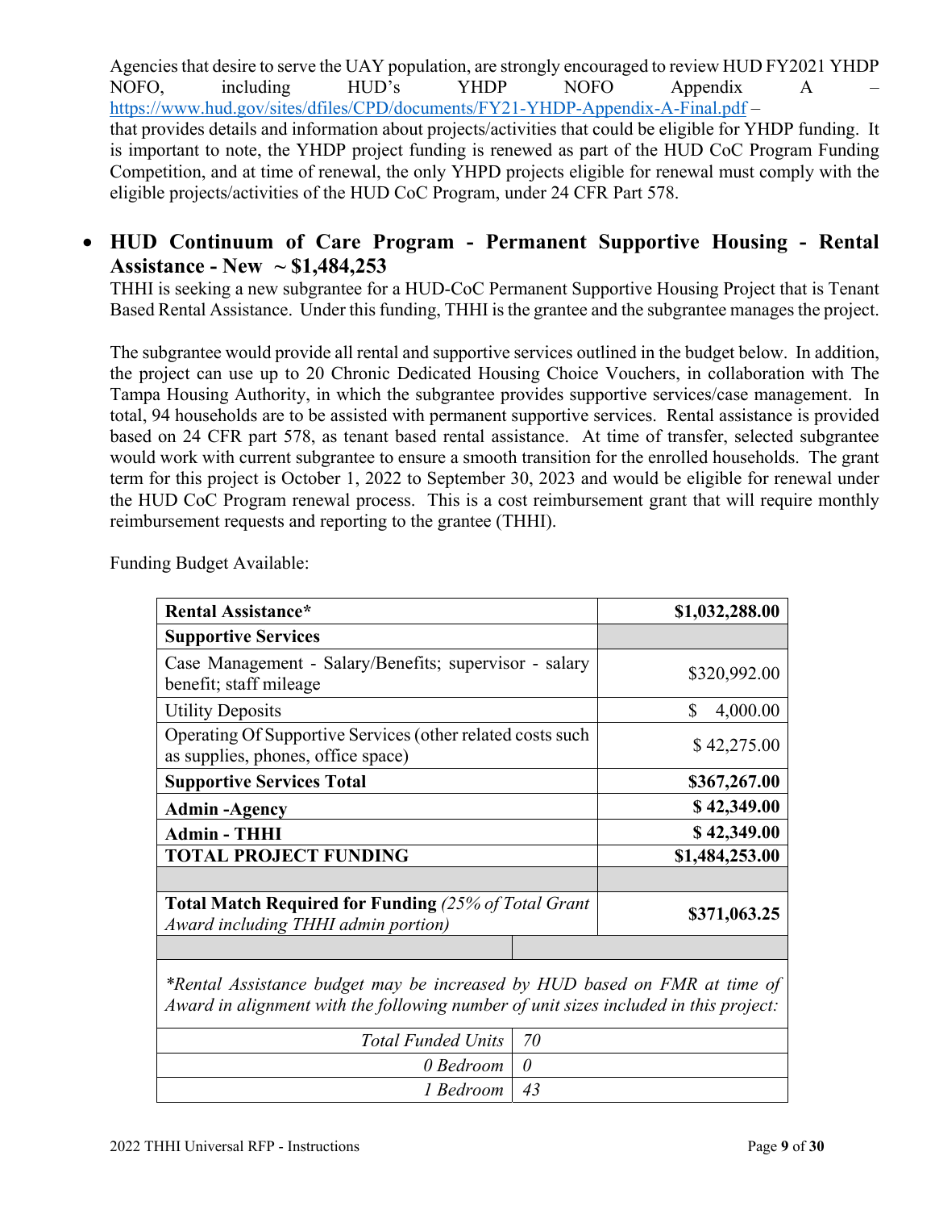Agencies that desire to serve the UAY population, are strongly encouraged to review HUD FY2021 YHDP NOFO, including HUD's YHDP NOFO Appendix A – https://www.hud.gov/sites/dfiles/CPD/documents/FY21-YHDP-Appendix-A-Final.pdf – that provides details and information about projects/activities that could be eligible for YHDP funding. It is important to note, the YHDP project funding is renewed as part of the HUD CoC Program Funding Competition, and at time of renewal, the only YHPD projects eligible for renewal must comply with the eligible projects/activities of the HUD CoC Program, under 24 CFR Part 578.

- **HUD Continuum of Care Program - Permanent Supportive Housing - Rental Assistance - New ~ $1,484,253**

  THHI is seeking a new subgrantee for a HUD-CoC Permanent Supportive Housing Project that is Tenant Based Rental Assistance. Under this funding, THHI is the grantee and the subgrantee manages the project.

  The subgrantee would provide all rental and supportive services outlined in the budget below. In addition, the project can use up to 20 Chronic Dedicated Housing Choice Vouchers, in collaboration with The Tampa Housing Authority, in which the subgrantee provides supportive services/case management. In total, 94 households are to be assisted with permanent supportive services. Rental assistance is provided based on 24 CFR part 578, as tenant based rental assistance. At time of transfer, selected subgrantee would work with current subgrantee to ensure a smooth transition for the enrolled households. The grant term for this project is October 1, 2022 to September 30, 2023 and would be eligible for renewal under the HUD CoC Program renewal process. This is a cost reimbursement grant that will require monthly reimbursement requests and reporting to the grantee (THHI).

  Funding Budget Available:

| | |
|---|---|
| **Rental Assistance*** | **$1,032,288.00** |
| **Supportive Services** | |
| Case Management - Salary/Benefits; supervisor - salary benefit; staff mileage | $320,992.00 |
| Utility Deposits | $ 4,000.00 |
| Operating Of Supportive Services (other related costs such as supplies, phones, office space) | $ 42,275.00 |
| **Supportive Services Total** | **$367,267.00** |
| **Admin -Agency** | **$ 42,349.00** |
| **Admin - THHI** | **$ 42,349.00** |
| **TOTAL PROJECT FUNDING** | **$1,484,253.00** |
| | |
| **Total Match Required for Funding** *(25% of Total Grant Award including THHI admin portion)* | **$371,063.25** |
| | |
| *\*Rental Assistance budget may be increased by HUD based on FMR at time of Award in alignment with the following number of unit sizes included in this project:* | |
| *Total Funded Units* | *70* |
| *0 Bedroom* | *0* |
| *1 Bedroom* | *43* |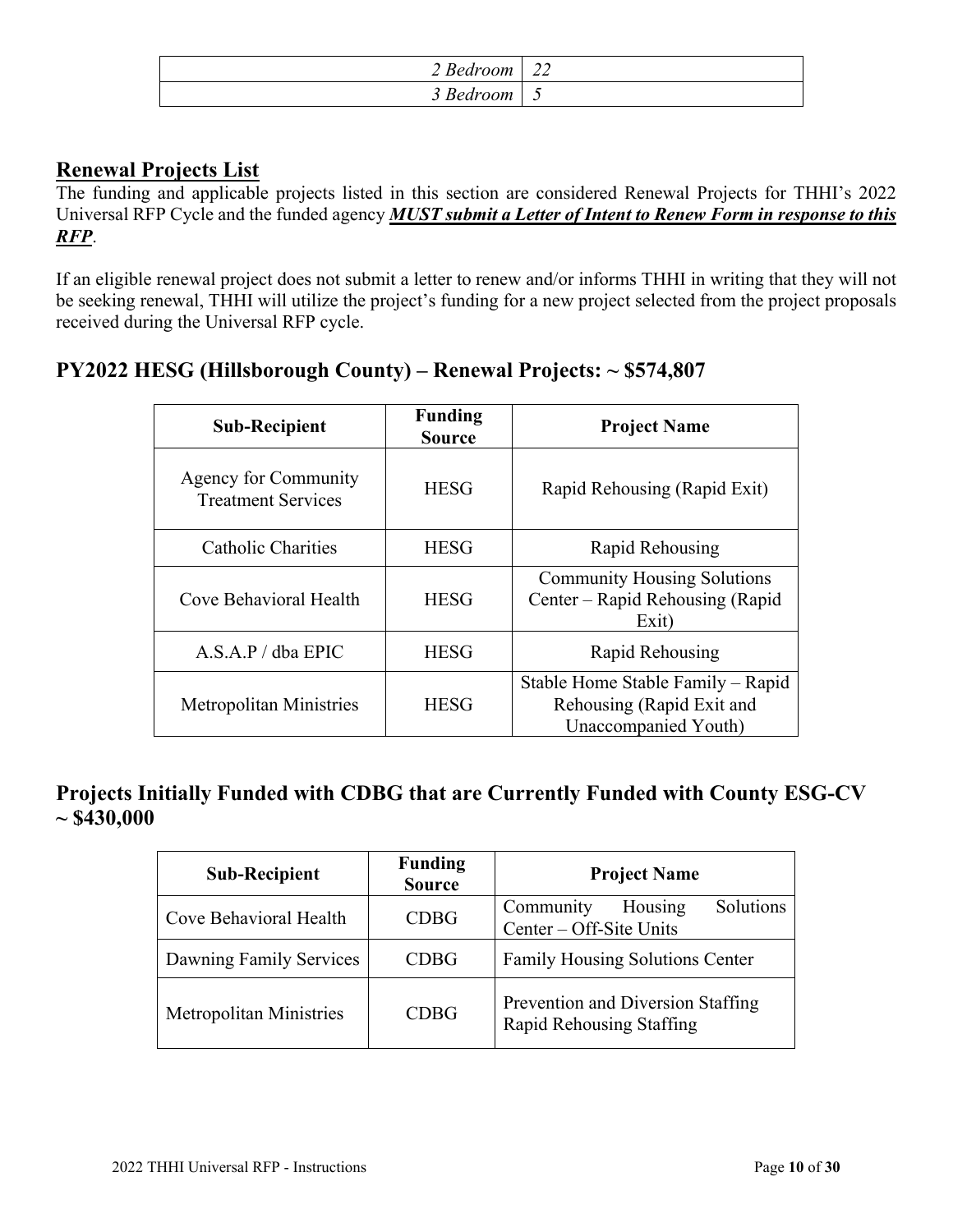| | |
|---|---|
| *2 Bedroom* | *22* |
| *3 Bedroom* | *5* |

## Renewal Projects List

The funding and applicable projects listed in this section are considered Renewal Projects for THHI's 2022 Universal RFP Cycle and the funded agency ***MUST submit a Letter of Intent to Renew Form in response to this RFP***.

If an eligible renewal project does not submit a letter to renew and/or informs THHI in writing that they will not be seeking renewal, THHI will utilize the project's funding for a new project selected from the project proposals received during the Universal RFP cycle.

### PY2022 HESG (Hillsborough County) – Renewal Projects: ~ $574,807

| Sub-Recipient | Funding Source | Project Name |
|---|---|---|
| Agency for Community Treatment Services | HESG | Rapid Rehousing (Rapid Exit) |
| Catholic Charities | HESG | Rapid Rehousing |
| Cove Behavioral Health | HESG | Community Housing Solutions Center – Rapid Rehousing (Rapid Exit) |
| A.S.A.P / dba EPIC | HESG | Rapid Rehousing |
| Metropolitan Ministries | HESG | Stable Home Stable Family – Rapid Rehousing (Rapid Exit and Unaccompanied Youth) |

### Projects Initially Funded with CDBG that are Currently Funded with County ESG-CV ~ $430,000

| Sub-Recipient | Funding Source | Project Name |
|---|---|---|
| Cove Behavioral Health | CDBG | Community Housing Solutions Center – Off-Site Units |
| Dawning Family Services | CDBG | Family Housing Solutions Center |
| Metropolitan Ministries | CDBG | Prevention and Diversion Staffing<br>Rapid Rehousing Staffing |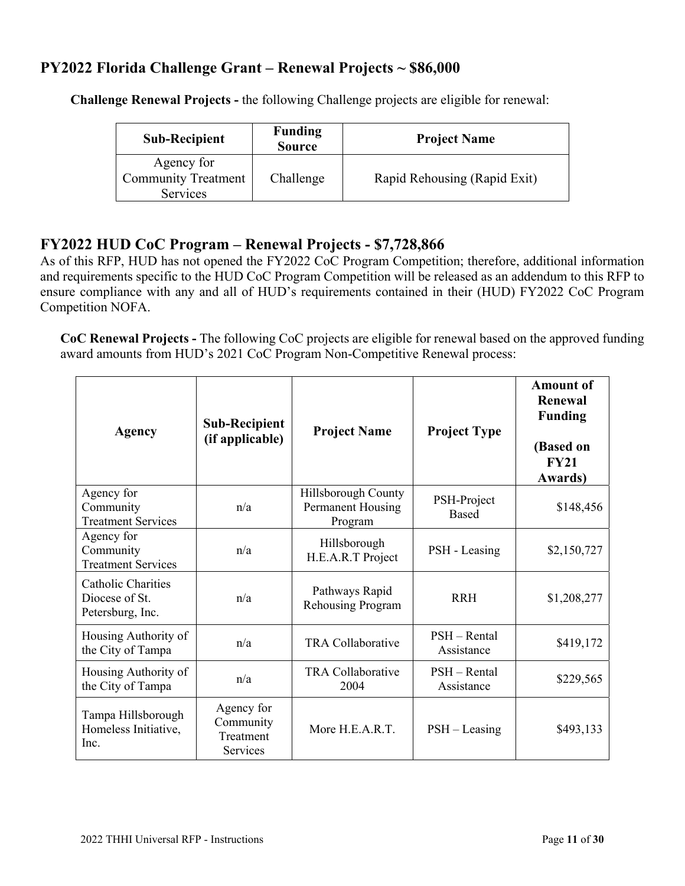## PY2022 Florida Challenge Grant – Renewal Projects ~ $86,000

**Challenge Renewal Projects -** the following Challenge projects are eligible for renewal:

| Sub-Recipient | Funding Source | Project Name |
|---|---|---|
| Agency for Community Treatment Services | Challenge | Rapid Rehousing (Rapid Exit) |

## FY2022 HUD CoC Program – Renewal Projects - $7,728,866

As of this RFP, HUD has not opened the FY2022 CoC Program Competition; therefore, additional information and requirements specific to the HUD CoC Program Competition will be released as an addendum to this RFP to ensure compliance with any and all of HUD's requirements contained in their (HUD) FY2022 CoC Program Competition NOFA.

**CoC Renewal Projects -** The following CoC projects are eligible for renewal based on the approved funding award amounts from HUD's 2021 CoC Program Non-Competitive Renewal process:

| Agency | Sub-Recipient (if applicable) | Project Name | Project Type | Amount of Renewal Funding (Based on FY21 Awards) |
|---|---|---|---|---|
| Agency for Community Treatment Services | n/a | Hillsborough County Permanent Housing Program | PSH-Project Based | $148,456 |
| Agency for Community Treatment Services | n/a | Hillsborough H.E.A.R.T Project | PSH - Leasing | $2,150,727 |
| Catholic Charities Diocese of St. Petersburg, Inc. | n/a | Pathways Rapid Rehousing Program | RRH | $1,208,277 |
| Housing Authority of the City of Tampa | n/a | TRA Collaborative | PSH – Rental Assistance | $419,172 |
| Housing Authority of the City of Tampa | n/a | TRA Collaborative 2004 | PSH – Rental Assistance | $229,565 |
| Tampa Hillsborough Homeless Initiative, Inc. | Agency for Community Treatment Services | More H.E.A.R.T. | PSH – Leasing | $493,133 |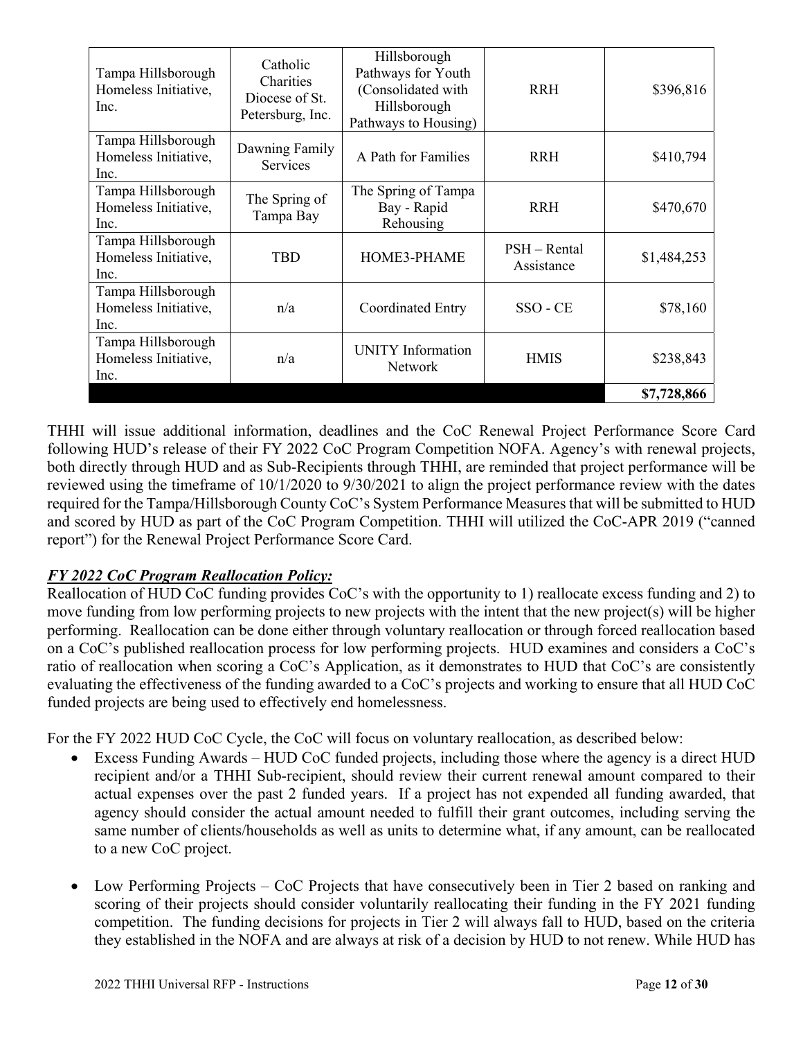| Tampa Hillsborough Homeless Initiative, Inc. | Catholic Charities Diocese of St. Petersburg, Inc. | Hillsborough Pathways for Youth (Consolidated with Hillsborough Pathways to Housing) | RRH | $396,816 |
|---|---|---|---|---|
| Tampa Hillsborough Homeless Initiative, Inc. | Dawning Family Services | A Path for Families | RRH | $410,794 |
| Tampa Hillsborough Homeless Initiative, Inc. | The Spring of Tampa Bay | The Spring of Tampa Bay - Rapid Rehousing | RRH | $470,670 |
| Tampa Hillsborough Homeless Initiative, Inc. | TBD | HOME3-PHAME | PSH – Rental Assistance | $1,484,253 |
| Tampa Hillsborough Homeless Initiative, Inc. | n/a | Coordinated Entry | SSO - CE | $78,160 |
| Tampa Hillsborough Homeless Initiative, Inc. | n/a | UNITY Information Network | HMIS | $238,843 |
| | | | | **$7,728,866** |

THHI will issue additional information, deadlines and the CoC Renewal Project Performance Score Card following HUD's release of their FY 2022 CoC Program Competition NOFA. Agency's with renewal projects, both directly through HUD and as Sub-Recipients through THHI, are reminded that project performance will be reviewed using the timeframe of 10/1/2020 to 9/30/2021 to align the project performance review with the dates required for the Tampa/Hillsborough County CoC's System Performance Measures that will be submitted to HUD and scored by HUD as part of the CoC Program Competition. THHI will utilized the CoC-APR 2019 ("canned report") for the Renewal Project Performance Score Card.

***FY 2022 CoC Program Reallocation Policy:***

Reallocation of HUD CoC funding provides CoC's with the opportunity to 1) reallocate excess funding and 2) to move funding from low performing projects to new projects with the intent that the new project(s) will be higher performing. Reallocation can be done either through voluntary reallocation or through forced reallocation based on a CoC's published reallocation process for low performing projects. HUD examines and considers a CoC's ratio of reallocation when scoring a CoC's Application, as it demonstrates to HUD that CoC's are consistently evaluating the effectiveness of the funding awarded to a CoC's projects and working to ensure that all HUD CoC funded projects are being used to effectively end homelessness.

For the FY 2022 HUD CoC Cycle, the CoC will focus on voluntary reallocation, as described below:

- Excess Funding Awards – HUD CoC funded projects, including those where the agency is a direct HUD recipient and/or a THHI Sub-recipient, should review their current renewal amount compared to their actual expenses over the past 2 funded years. If a project has not expended all funding awarded, that agency should consider the actual amount needed to fulfill their grant outcomes, including serving the same number of clients/households as well as units to determine what, if any amount, can be reallocated to a new CoC project.

- Low Performing Projects – CoC Projects that have consecutively been in Tier 2 based on ranking and scoring of their projects should consider voluntarily reallocating their funding in the FY 2021 funding competition. The funding decisions for projects in Tier 2 will always fall to HUD, based on the criteria they established in the NOFA and are always at risk of a decision by HUD to not renew. While HUD has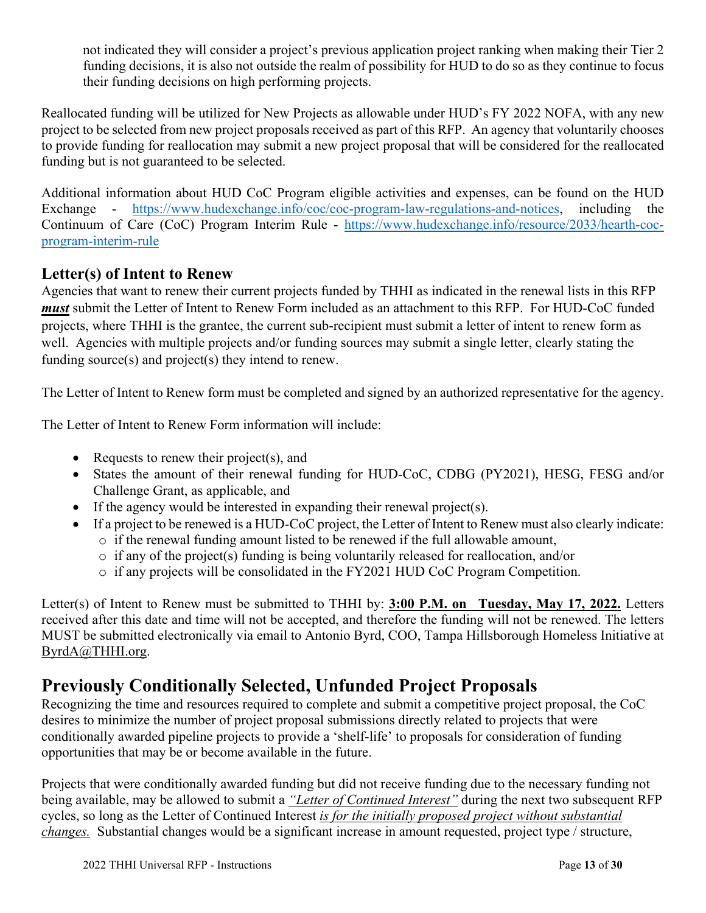not indicated they will consider a project's previous application project ranking when making their Tier 2 funding decisions, it is also not outside the realm of possibility for HUD to do so as they continue to focus their funding decisions on high performing projects.

Reallocated funding will be utilized for New Projects as allowable under HUD's FY 2022 NOFA, with any new project to be selected from new project proposals received as part of this RFP. An agency that voluntarily chooses to provide funding for reallocation may submit a new project proposal that will be considered for the reallocated funding but is not guaranteed to be selected.

Additional information about HUD CoC Program eligible activities and expenses, can be found on the HUD Exchange - https://www.hudexchange.info/coc/coc-program-law-regulations-and-notices, including the Continuum of Care (CoC) Program Interim Rule - https://www.hudexchange.info/resource/2033/hearth-coc-program-interim-rule

### Letter(s) of Intent to Renew

Agencies that want to renew their current projects funded by THHI as indicated in the renewal lists in this RFP ***must*** submit the Letter of Intent to Renew Form included as an attachment to this RFP. For HUD-CoC funded projects, where THHI is the grantee, the current sub-recipient must submit a letter of intent to renew form as well. Agencies with multiple projects and/or funding sources may submit a single letter, clearly stating the funding source(s) and project(s) they intend to renew.

The Letter of Intent to Renew form must be completed and signed by an authorized representative for the agency.

The Letter of Intent to Renew Form information will include:

- Requests to renew their project(s), and
- States the amount of their renewal funding for HUD-CoC, CDBG (PY2021), HESG, FESG and/or Challenge Grant, as applicable, and
- If the agency would be interested in expanding their renewal project(s).
- If a project to be renewed is a HUD-CoC project, the Letter of Intent to Renew must also clearly indicate:
  - if the renewal funding amount listed to be renewed if the full allowable amount,
  - if any of the project(s) funding is being voluntarily released for reallocation, and/or
  - if any projects will be consolidated in the FY2021 HUD CoC Program Competition.

Letter(s) of Intent to Renew must be submitted to THHI by: **3:00 P.M. on Tuesday, May 17, 2022.** Letters received after this date and time will not be accepted, and therefore the funding will not be renewed. The letters MUST be submitted electronically via email to Antonio Byrd, COO, Tampa Hillsborough Homeless Initiative at ByrdA@THHI.org.

## Previously Conditionally Selected, Unfunded Project Proposals

Recognizing the time and resources required to complete and submit a competitive project proposal, the CoC desires to minimize the number of project proposal submissions directly related to projects that were conditionally awarded pipeline projects to provide a 'shelf-life' to proposals for consideration of funding opportunities that may be or become available in the future.

Projects that were conditionally awarded funding but did not receive funding due to the necessary funding not being available, may be allowed to submit a *"Letter of Continued Interest"* during the next two subsequent RFP cycles, so long as the Letter of Continued Interest *is for the initially proposed project without substantial changes.* Substantial changes would be a significant increase in amount requested, project type / structure,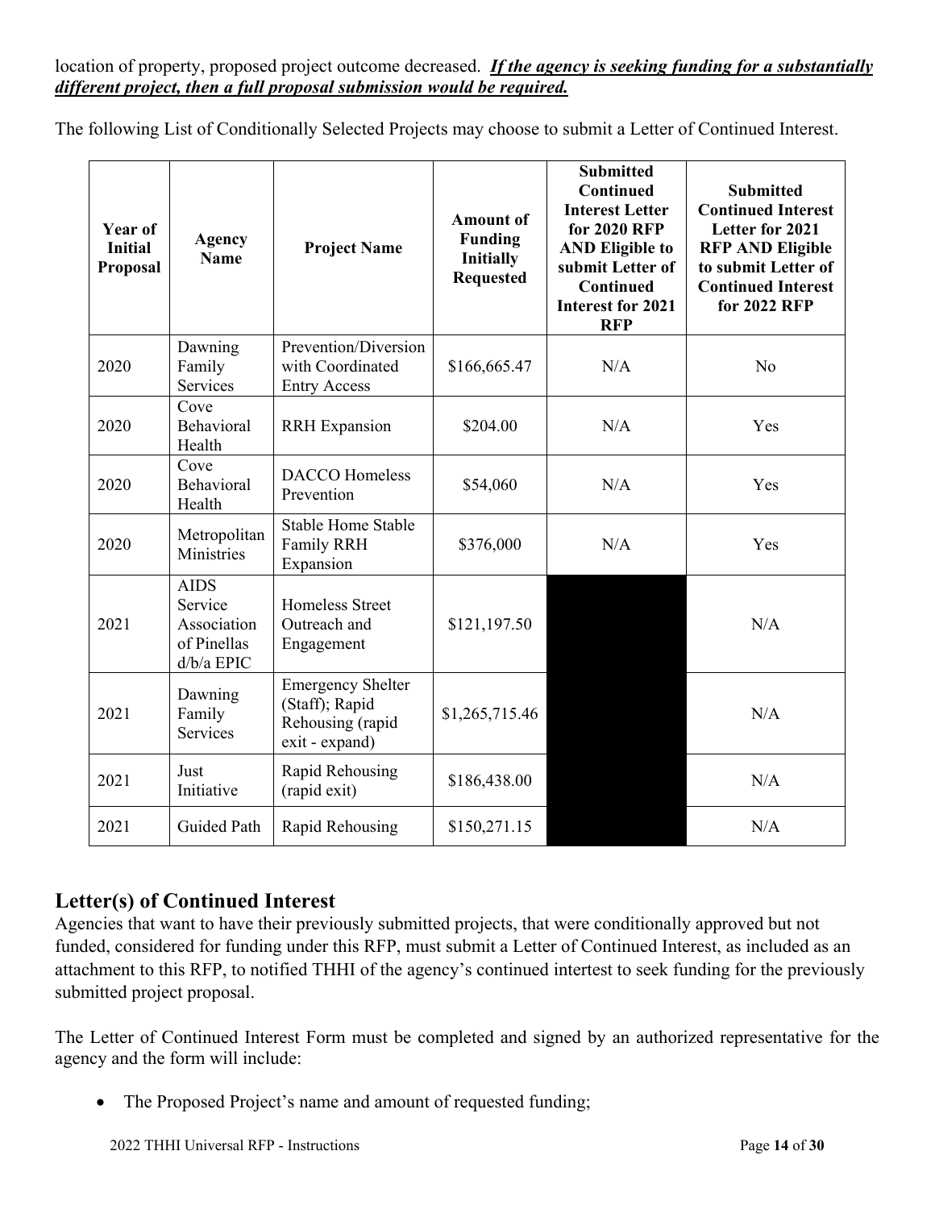location of property, proposed project outcome decreased. ***If the agency is seeking funding for a substantially different project, then a full proposal submission would be required.***

The following List of Conditionally Selected Projects may choose to submit a Letter of Continued Interest.

| Year of Initial Proposal | Agency Name | Project Name | Amount of Funding Initially Requested | Submitted Continued Interest Letter for 2020 RFP AND Eligible to submit Letter of Continued Interest for 2021 RFP | Submitted Continued Interest Letter for 2021 RFP AND Eligible to submit Letter of Continued Interest for 2022 RFP |
|---|---|---|---|---|---|
| 2020 | Dawning Family Services | Prevention/Diversion with Coordinated Entry Access | $166,665.47 | N/A | No |
| 2020 | Cove Behavioral Health | RRH Expansion | $204.00 | N/A | Yes |
| 2020 | Cove Behavioral Health | DACCO Homeless Prevention | $54,060 | N/A | Yes |
| 2020 | Metropolitan Ministries | Stable Home Stable Family RRH Expansion | $376,000 | N/A | Yes |
| 2021 | AIDS Service Association of Pinellas d/b/a EPIC | Homeless Street Outreach and Engagement | $121,197.50 | | N/A |
| 2021 | Dawning Family Services | Emergency Shelter (Staff); Rapid Rehousing (rapid exit - expand) | $1,265,715.46 | | N/A |
| 2021 | Just Initiative | Rapid Rehousing (rapid exit) | $186,438.00 | | N/A |
| 2021 | Guided Path | Rapid Rehousing | $150,271.15 | | N/A |

## Letter(s) of Continued Interest

Agencies that want to have their previously submitted projects, that were conditionally approved but not funded, considered for funding under this RFP, must submit a Letter of Continued Interest, as included as an attachment to this RFP, to notified THHI of the agency's continued intertest to seek funding for the previously submitted project proposal.

The Letter of Continued Interest Form must be completed and signed by an authorized representative for the agency and the form will include:

- The Proposed Project's name and amount of requested funding;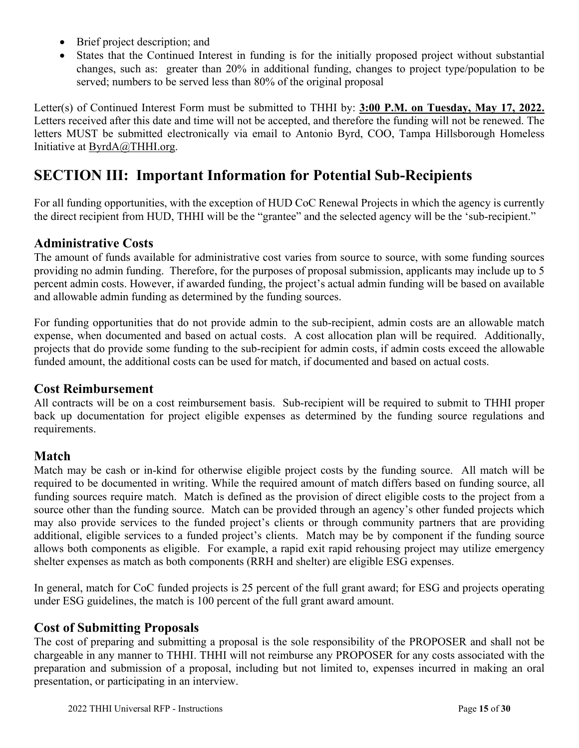- Brief project description; and
- States that the Continued Interest in funding is for the initially proposed project without substantial changes, such as: greater than 20% in additional funding, changes to project type/population to be served; numbers to be served less than 80% of the original proposal

Letter(s) of Continued Interest Form must be submitted to THHI by: **3:00 P.M. on Tuesday, May 17, 2022.** Letters received after this date and time will not be accepted, and therefore the funding will not be renewed. The letters MUST be submitted electronically via email to Antonio Byrd, COO, Tampa Hillsborough Homeless Initiative at ByrdA@THHI.org.

# SECTION III: Important Information for Potential Sub-Recipients

For all funding opportunities, with the exception of HUD CoC Renewal Projects in which the agency is currently the direct recipient from HUD, THHI will be the "grantee" and the selected agency will be the 'sub-recipient."

## Administrative Costs

The amount of funds available for administrative cost varies from source to source, with some funding sources providing no admin funding. Therefore, for the purposes of proposal submission, applicants may include up to 5 percent admin costs. However, if awarded funding, the project's actual admin funding will be based on available and allowable admin funding as determined by the funding sources.

For funding opportunities that do not provide admin to the sub-recipient, admin costs are an allowable match expense, when documented and based on actual costs. A cost allocation plan will be required. Additionally, projects that do provide some funding to the sub-recipient for admin costs, if admin costs exceed the allowable funded amount, the additional costs can be used for match, if documented and based on actual costs.

## Cost Reimbursement

All contracts will be on a cost reimbursement basis. Sub-recipient will be required to submit to THHI proper back up documentation for project eligible expenses as determined by the funding source regulations and requirements.

## Match

Match may be cash or in-kind for otherwise eligible project costs by the funding source. All match will be required to be documented in writing. While the required amount of match differs based on funding source, all funding sources require match. Match is defined as the provision of direct eligible costs to the project from a source other than the funding source. Match can be provided through an agency's other funded projects which may also provide services to the funded project's clients or through community partners that are providing additional, eligible services to a funded project's clients. Match may be by component if the funding source allows both components as eligible. For example, a rapid exit rapid rehousing project may utilize emergency shelter expenses as match as both components (RRH and shelter) are eligible ESG expenses.

In general, match for CoC funded projects is 25 percent of the full grant award; for ESG and projects operating under ESG guidelines, the match is 100 percent of the full grant award amount.

## Cost of Submitting Proposals

The cost of preparing and submitting a proposal is the sole responsibility of the PROPOSER and shall not be chargeable in any manner to THHI. THHI will not reimburse any PROPOSER for any costs associated with the preparation and submission of a proposal, including but not limited to, expenses incurred in making an oral presentation, or participating in an interview.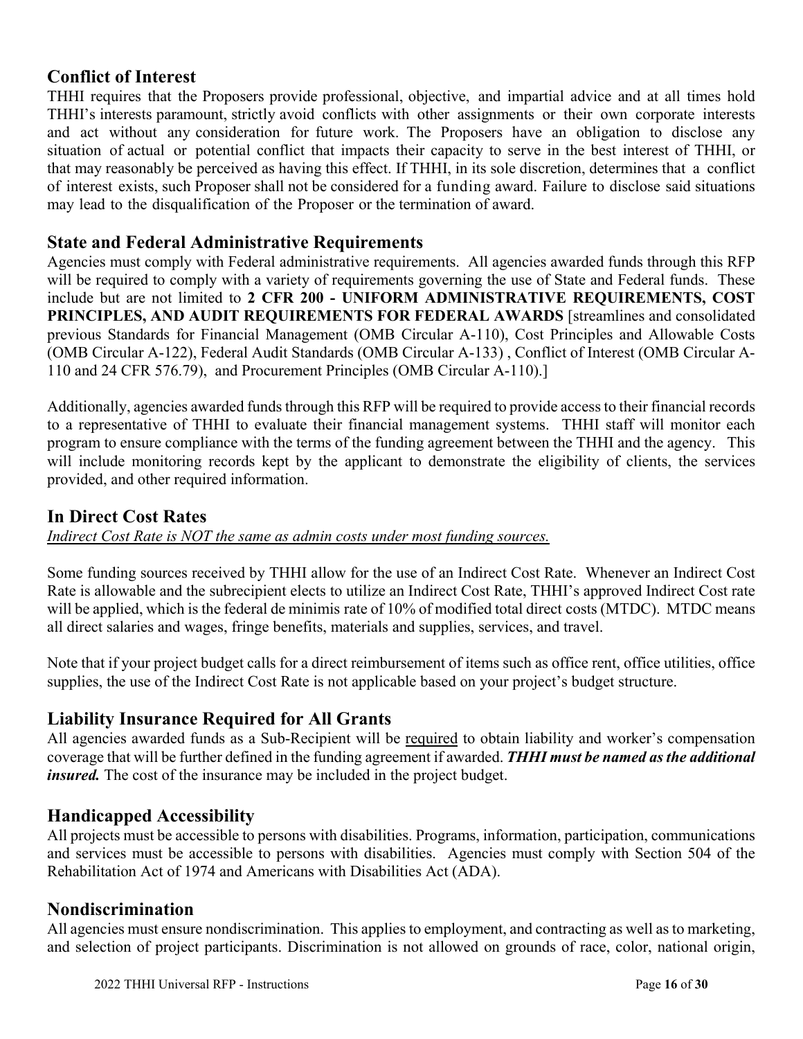## Conflict of Interest

THHI requires that the Proposers provide professional, objective, and impartial advice and at all times hold THHI's interests paramount, strictly avoid conflicts with other assignments or their own corporate interests and act without any consideration for future work. The Proposers have an obligation to disclose any situation of actual or potential conflict that impacts their capacity to serve in the best interest of THHI, or that may reasonably be perceived as having this effect. If THHI, in its sole discretion, determines that a conflict of interest exists, such Proposer shall not be considered for a funding award. Failure to disclose said situations may lead to the disqualification of the Proposer or the termination of award.

## State and Federal Administrative Requirements

Agencies must comply with Federal administrative requirements. All agencies awarded funds through this RFP will be required to comply with a variety of requirements governing the use of State and Federal funds. These include but are not limited to **2 CFR 200 - UNIFORM ADMINISTRATIVE REQUIREMENTS, COST PRINCIPLES, AND AUDIT REQUIREMENTS FOR FEDERAL AWARDS** [streamlines and consolidated previous Standards for Financial Management (OMB Circular A-110), Cost Principles and Allowable Costs (OMB Circular A-122), Federal Audit Standards (OMB Circular A-133) , Conflict of Interest (OMB Circular A-110 and 24 CFR 576.79), and Procurement Principles (OMB Circular A-110).]

Additionally, agencies awarded funds through this RFP will be required to provide access to their financial records to a representative of THHI to evaluate their financial management systems. THHI staff will monitor each program to ensure compliance with the terms of the funding agreement between the THHI and the agency. This will include monitoring records kept by the applicant to demonstrate the eligibility of clients, the services provided, and other required information.

## In Direct Cost Rates

*Indirect Cost Rate is NOT the same as admin costs under most funding sources.*

Some funding sources received by THHI allow for the use of an Indirect Cost Rate. Whenever an Indirect Cost Rate is allowable and the subrecipient elects to utilize an Indirect Cost Rate, THHI's approved Indirect Cost rate will be applied, which is the federal de minimis rate of 10% of modified total direct costs (MTDC). MTDC means all direct salaries and wages, fringe benefits, materials and supplies, services, and travel.

Note that if your project budget calls for a direct reimbursement of items such as office rent, office utilities, office supplies, the use of the Indirect Cost Rate is not applicable based on your project's budget structure.

## Liability Insurance Required for All Grants

All agencies awarded funds as a Sub-Recipient will be required to obtain liability and worker's compensation coverage that will be further defined in the funding agreement if awarded. ***THHI must be named as the additional insured.*** The cost of the insurance may be included in the project budget.

## Handicapped Accessibility

All projects must be accessible to persons with disabilities. Programs, information, participation, communications and services must be accessible to persons with disabilities. Agencies must comply with Section 504 of the Rehabilitation Act of 1974 and Americans with Disabilities Act (ADA).

## Nondiscrimination

All agencies must ensure nondiscrimination. This applies to employment, and contracting as well as to marketing, and selection of project participants. Discrimination is not allowed on grounds of race, color, national origin,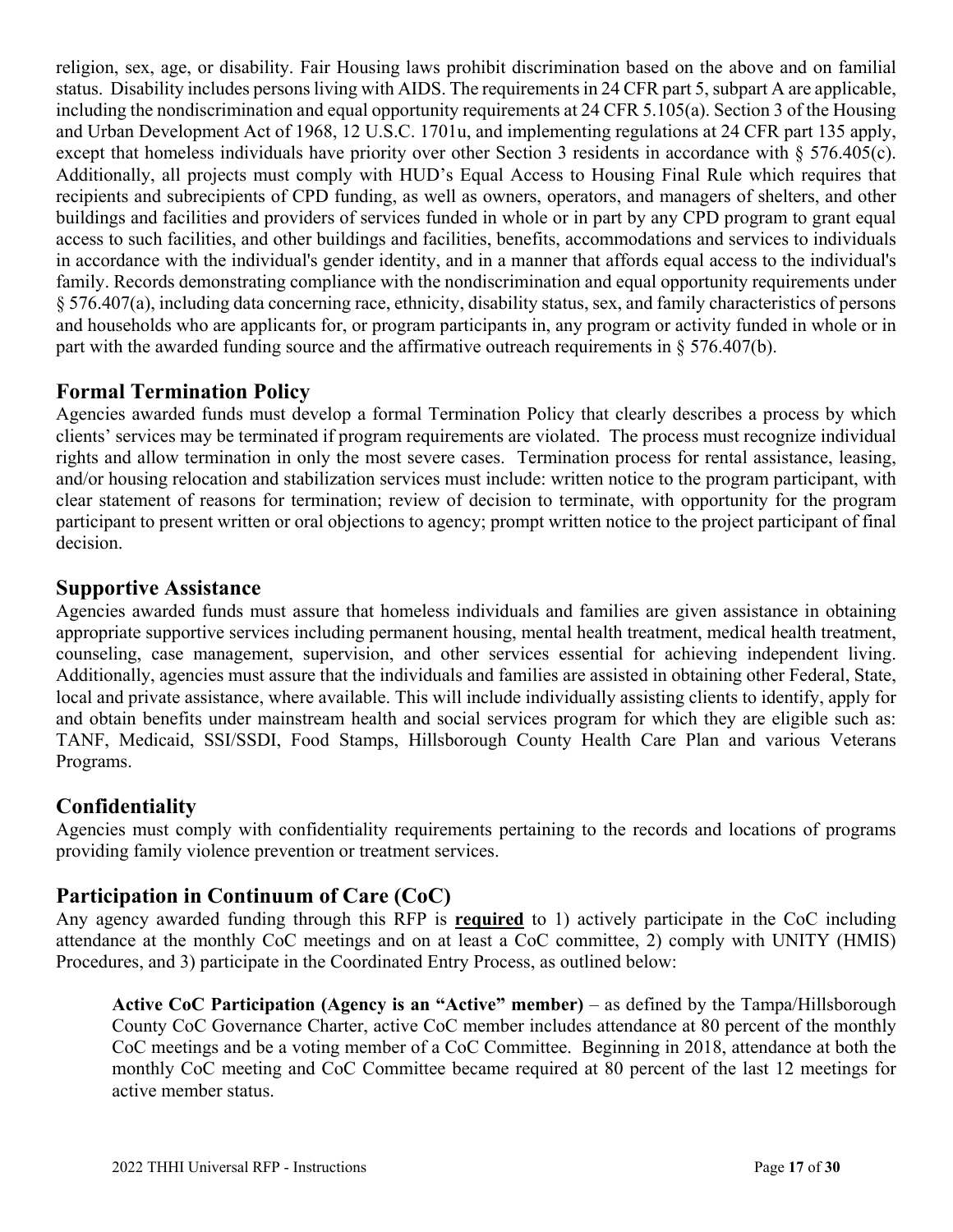religion, sex, age, or disability. Fair Housing laws prohibit discrimination based on the above and on familial status. Disability includes persons living with AIDS. The requirements in 24 CFR part 5, subpart A are applicable, including the nondiscrimination and equal opportunity requirements at 24 CFR 5.105(a). Section 3 of the Housing and Urban Development Act of 1968, 12 U.S.C. 1701u, and implementing regulations at 24 CFR part 135 apply, except that homeless individuals have priority over other Section 3 residents in accordance with § 576.405(c). Additionally, all projects must comply with HUD's Equal Access to Housing Final Rule which requires that recipients and subrecipients of CPD funding, as well as owners, operators, and managers of shelters, and other buildings and facilities and providers of services funded in whole or in part by any CPD program to grant equal access to such facilities, and other buildings and facilities, benefits, accommodations and services to individuals in accordance with the individual's gender identity, and in a manner that affords equal access to the individual's family. Records demonstrating compliance with the nondiscrimination and equal opportunity requirements under § 576.407(a), including data concerning race, ethnicity, disability status, sex, and family characteristics of persons and households who are applicants for, or program participants in, any program or activity funded in whole or in part with the awarded funding source and the affirmative outreach requirements in § 576.407(b).

## Formal Termination Policy

Agencies awarded funds must develop a formal Termination Policy that clearly describes a process by which clients' services may be terminated if program requirements are violated. The process must recognize individual rights and allow termination in only the most severe cases. Termination process for rental assistance, leasing, and/or housing relocation and stabilization services must include: written notice to the program participant, with clear statement of reasons for termination; review of decision to terminate, with opportunity for the program participant to present written or oral objections to agency; prompt written notice to the project participant of final decision.

## Supportive Assistance

Agencies awarded funds must assure that homeless individuals and families are given assistance in obtaining appropriate supportive services including permanent housing, mental health treatment, medical health treatment, counseling, case management, supervision, and other services essential for achieving independent living. Additionally, agencies must assure that the individuals and families are assisted in obtaining other Federal, State, local and private assistance, where available. This will include individually assisting clients to identify, apply for and obtain benefits under mainstream health and social services program for which they are eligible such as: TANF, Medicaid, SSI/SSDI, Food Stamps, Hillsborough County Health Care Plan and various Veterans Programs.

## Confidentiality

Agencies must comply with confidentiality requirements pertaining to the records and locations of programs providing family violence prevention or treatment services.

## Participation in Continuum of Care (CoC)

Any agency awarded funding through this RFP is **required** to 1) actively participate in the CoC including attendance at the monthly CoC meetings and on at least a CoC committee, 2) comply with UNITY (HMIS) Procedures, and 3) participate in the Coordinated Entry Process, as outlined below:

> **Active CoC Participation (Agency is an "Active" member)** – as defined by the Tampa/Hillsborough County CoC Governance Charter, active CoC member includes attendance at 80 percent of the monthly CoC meetings and be a voting member of a CoC Committee. Beginning in 2018, attendance at both the monthly CoC meeting and CoC Committee became required at 80 percent of the last 12 meetings for active member status.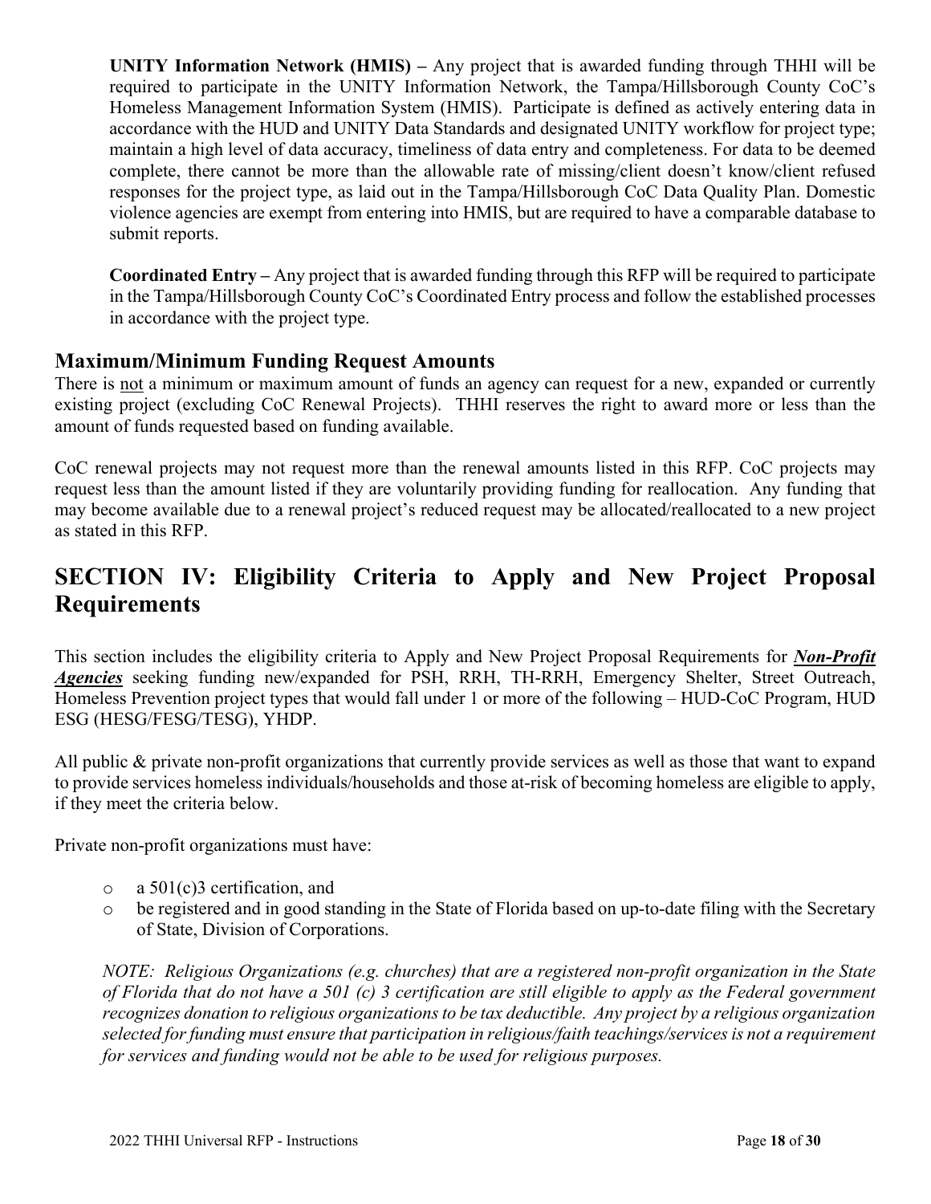**UNITY Information Network (HMIS) –** Any project that is awarded funding through THHI will be required to participate in the UNITY Information Network, the Tampa/Hillsborough County CoC's Homeless Management Information System (HMIS). Participate is defined as actively entering data in accordance with the HUD and UNITY Data Standards and designated UNITY workflow for project type; maintain a high level of data accuracy, timeliness of data entry and completeness. For data to be deemed complete, there cannot be more than the allowable rate of missing/client doesn't know/client refused responses for the project type, as laid out in the Tampa/Hillsborough CoC Data Quality Plan. Domestic violence agencies are exempt from entering into HMIS, but are required to have a comparable database to submit reports.

**Coordinated Entry –** Any project that is awarded funding through this RFP will be required to participate in the Tampa/Hillsborough County CoC's Coordinated Entry process and follow the established processes in accordance with the project type.

### Maximum/Minimum Funding Request Amounts

There is <u>not</u> a minimum or maximum amount of funds an agency can request for a new, expanded or currently existing project (excluding CoC Renewal Projects). THHI reserves the right to award more or less than the amount of funds requested based on funding available.

CoC renewal projects may not request more than the renewal amounts listed in this RFP. CoC projects may request less than the amount listed if they are voluntarily providing funding for reallocation. Any funding that may become available due to a renewal project's reduced request may be allocated/reallocated to a new project as stated in this RFP.

## SECTION IV: Eligibility Criteria to Apply and New Project Proposal Requirements

This section includes the eligibility criteria to Apply and New Project Proposal Requirements for ***<u>Non-Profit Agencies</u>*** seeking funding new/expanded for PSH, RRH, TH-RRH, Emergency Shelter, Street Outreach, Homeless Prevention project types that would fall under 1 or more of the following – HUD-CoC Program, HUD ESG (HESG/FESG/TESG), YHDP.

All public & private non-profit organizations that currently provide services as well as those that want to expand to provide services homeless individuals/households and those at-risk of becoming homeless are eligible to apply, if they meet the criteria below.

Private non-profit organizations must have:

- a 501(c)3 certification, and
- be registered and in good standing in the State of Florida based on up-to-date filing with the Secretary of State, Division of Corporations.

*NOTE: Religious Organizations (e.g. churches) that are a registered non-profit organization in the State of Florida that do not have a 501 (c) 3 certification are still eligible to apply as the Federal government recognizes donation to religious organizations to be tax deductible. Any project by a religious organization selected for funding must ensure that participation in religious/faith teachings/services is not a requirement for services and funding would not be able to be used for religious purposes.*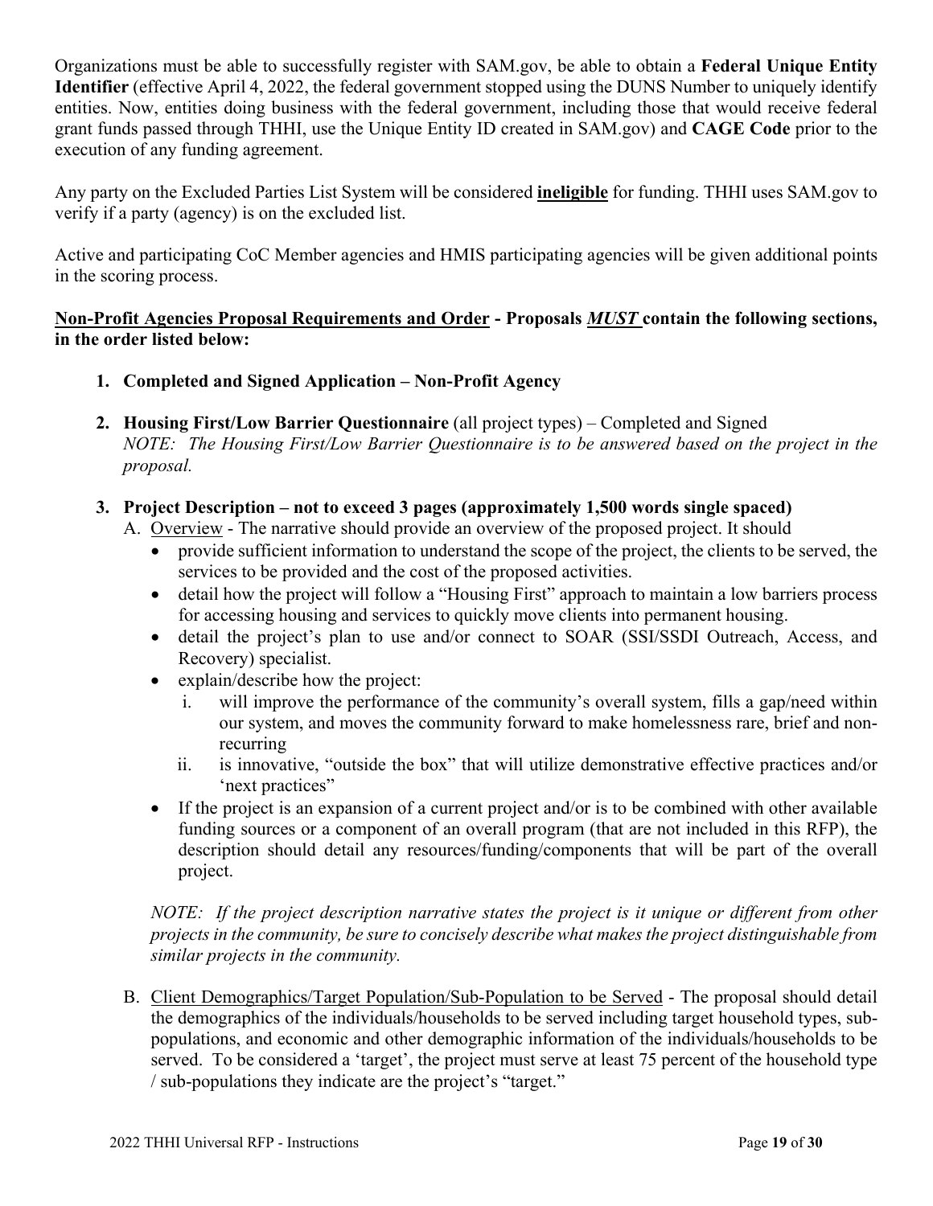Organizations must be able to successfully register with SAM.gov, be able to obtain a **Federal Unique Entity Identifier** (effective April 4, 2022, the federal government stopped using the DUNS Number to uniquely identify entities. Now, entities doing business with the federal government, including those that would receive federal grant funds passed through THHI, use the Unique Entity ID created in SAM.gov) and **CAGE Code** prior to the execution of any funding agreement.

Any party on the Excluded Parties List System will be considered **ineligible** for funding. THHI uses SAM.gov to verify if a party (agency) is on the excluded list.

Active and participating CoC Member agencies and HMIS participating agencies will be given additional points in the scoring process.

**Non-Profit Agencies Proposal Requirements and Order - Proposals *MUST* contain the following sections, in the order listed below:**

1. **Completed and Signed Application – Non-Profit Agency**

2. **Housing First/Low Barrier Questionnaire** (all project types) – Completed and Signed
   *NOTE: The Housing First/Low Barrier Questionnaire is to be answered based on the project in the proposal.*

3. **Project Description – not to exceed 3 pages (approximately 1,500 words single spaced)**
   A. Overview - The narrative should provide an overview of the proposed project. It should
   - provide sufficient information to understand the scope of the project, the clients to be served, the services to be provided and the cost of the proposed activities.
   - detail how the project will follow a "Housing First" approach to maintain a low barriers process for accessing housing and services to quickly move clients into permanent housing.
   - detail the project's plan to use and/or connect to SOAR (SSI/SSDI Outreach, Access, and Recovery) specialist.
   - explain/describe how the project:
     i. will improve the performance of the community's overall system, fills a gap/need within our system, and moves the community forward to make homelessness rare, brief and non-recurring
     ii. is innovative, "outside the box" that will utilize demonstrative effective practices and/or 'next practices"
   - If the project is an expansion of a current project and/or is to be combined with other available funding sources or a component of an overall program (that are not included in this RFP), the description should detail any resources/funding/components that will be part of the overall project.

   *NOTE: If the project description narrative states the project is it unique or different from other projects in the community, be sure to concisely describe what makes the project distinguishable from similar projects in the community.*

   B. Client Demographics/Target Population/Sub-Population to be Served - The proposal should detail the demographics of the individuals/households to be served including target household types, sub-populations, and economic and other demographic information of the individuals/households to be served. To be considered a 'target', the project must serve at least 75 percent of the household type / sub-populations they indicate are the project's "target."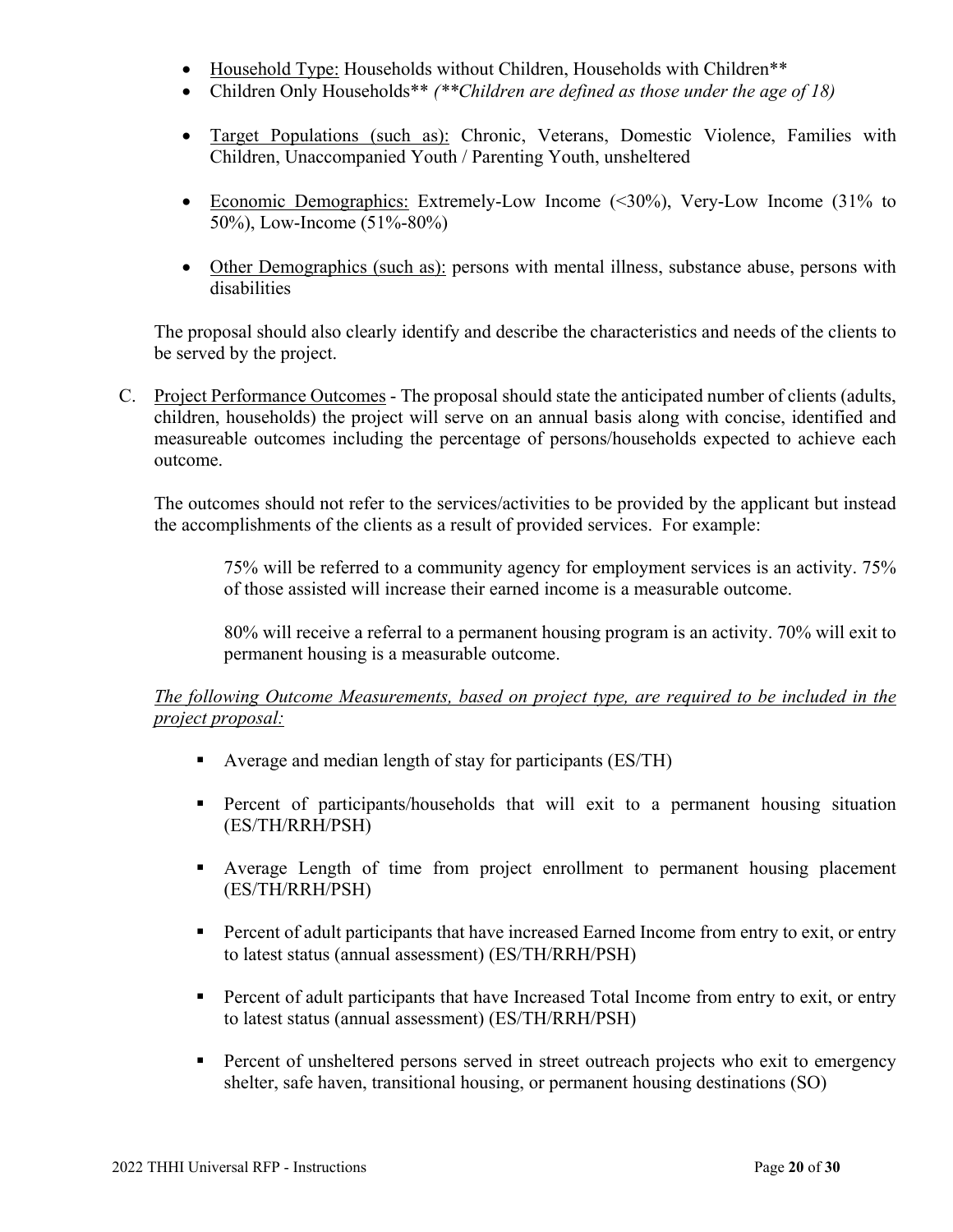- Household Type: Households without Children, Households with Children**
- Children Only Households** *(**Children are defined as those under the age of 18)*

- Target Populations (such as): Chronic, Veterans, Domestic Violence, Families with Children, Unaccompanied Youth / Parenting Youth, unsheltered

- Economic Demographics: Extremely-Low Income (<30%), Very-Low Income (31% to 50%), Low-Income (51%-80%)

- Other Demographics (such as): persons with mental illness, substance abuse, persons with disabilities

The proposal should also clearly identify and describe the characteristics and needs of the clients to be served by the project.

C. Project Performance Outcomes - The proposal should state the anticipated number of clients (adults, children, households) the project will serve on an annual basis along with concise, identified and measureable outcomes including the percentage of persons/households expected to achieve each outcome.

The outcomes should not refer to the services/activities to be provided by the applicant but instead the accomplishments of the clients as a result of provided services. For example:

> 75% will be referred to a community agency for employment services is an activity. 75% of those assisted will increase their earned income is a measurable outcome.
>
> 80% will receive a referral to a permanent housing program is an activity. 70% will exit to permanent housing is a measurable outcome.

*The following Outcome Measurements, based on project type, are required to be included in the project proposal:*

- Average and median length of stay for participants (ES/TH)
- Percent of participants/households that will exit to a permanent housing situation (ES/TH/RRH/PSH)
- Average Length of time from project enrollment to permanent housing placement (ES/TH/RRH/PSH)
- Percent of adult participants that have increased Earned Income from entry to exit, or entry to latest status (annual assessment) (ES/TH/RRH/PSH)
- Percent of adult participants that have Increased Total Income from entry to exit, or entry to latest status (annual assessment) (ES/TH/RRH/PSH)
- Percent of unsheltered persons served in street outreach projects who exit to emergency shelter, safe haven, transitional housing, or permanent housing destinations (SO)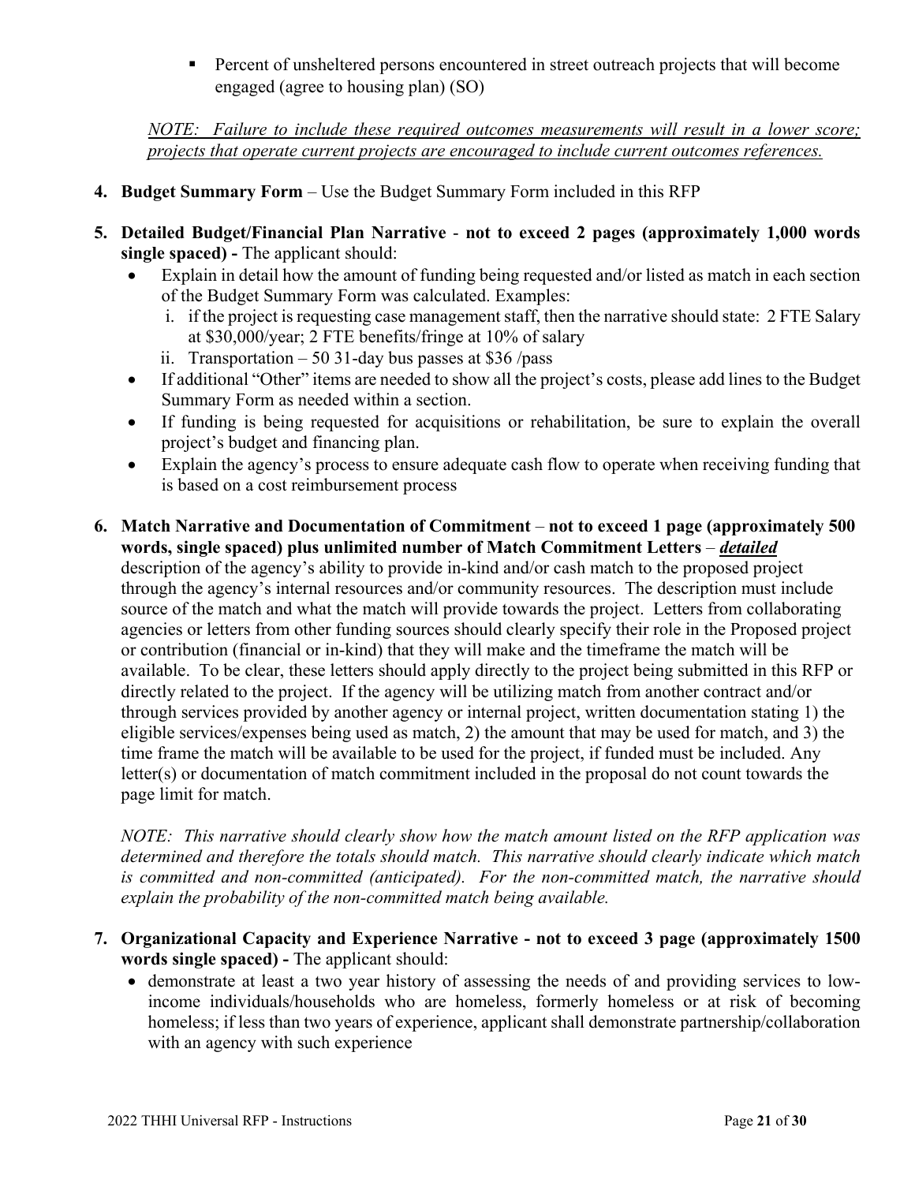- Percent of unsheltered persons encountered in street outreach projects that will become engaged (agree to housing plan) (SO)

*NOTE: Failure to include these required outcomes measurements will result in a lower score; projects that operate current projects are encouraged to include current outcomes references.*

4. **Budget Summary Form** – Use the Budget Summary Form included in this RFP

5. **Detailed Budget/Financial Plan Narrative - not to exceed 2 pages (approximately 1,000 words single spaced) -** The applicant should:
   - Explain in detail how the amount of funding being requested and/or listed as match in each section of the Budget Summary Form was calculated. Examples:
     i. if the project is requesting case management staff, then the narrative should state: 2 FTE Salary at $30,000/year; 2 FTE benefits/fringe at 10% of salary
     ii. Transportation – 50 31-day bus passes at $36 /pass
   - If additional "Other" items are needed to show all the project's costs, please add lines to the Budget Summary Form as needed within a section.
   - If funding is being requested for acquisitions or rehabilitation, be sure to explain the overall project's budget and financing plan.
   - Explain the agency's process to ensure adequate cash flow to operate when receiving funding that is based on a cost reimbursement process

6. **Match Narrative and Documentation of Commitment – not to exceed 1 page (approximately 500 words, single spaced) plus unlimited number of Match Commitment Letters** – ***detailed*** description of the agency's ability to provide in-kind and/or cash match to the proposed project through the agency's internal resources and/or community resources. The description must include source of the match and what the match will provide towards the project. Letters from collaborating agencies or letters from other funding sources should clearly specify their role in the Proposed project or contribution (financial or in-kind) that they will make and the timeframe the match will be available. To be clear, these letters should apply directly to the project being submitted in this RFP or directly related to the project. If the agency will be utilizing match from another contract and/or through services provided by another agency or internal project, written documentation stating 1) the eligible services/expenses being used as match, 2) the amount that may be used for match, and 3) the time frame the match will be available to be used for the project, if funded must be included. Any letter(s) or documentation of match commitment included in the proposal do not count towards the page limit for match.

   *NOTE: This narrative should clearly show how the match amount listed on the RFP application was determined and therefore the totals should match. This narrative should clearly indicate which match is committed and non-committed (anticipated). For the non-committed match, the narrative should explain the probability of the non-committed match being available.*

7. **Organizational Capacity and Experience Narrative - not to exceed 3 page (approximately 1500 words single spaced) -** The applicant should:
   - demonstrate at least a two year history of assessing the needs of and providing services to low-income individuals/households who are homeless, formerly homeless or at risk of becoming homeless; if less than two years of experience, applicant shall demonstrate partnership/collaboration with an agency with such experience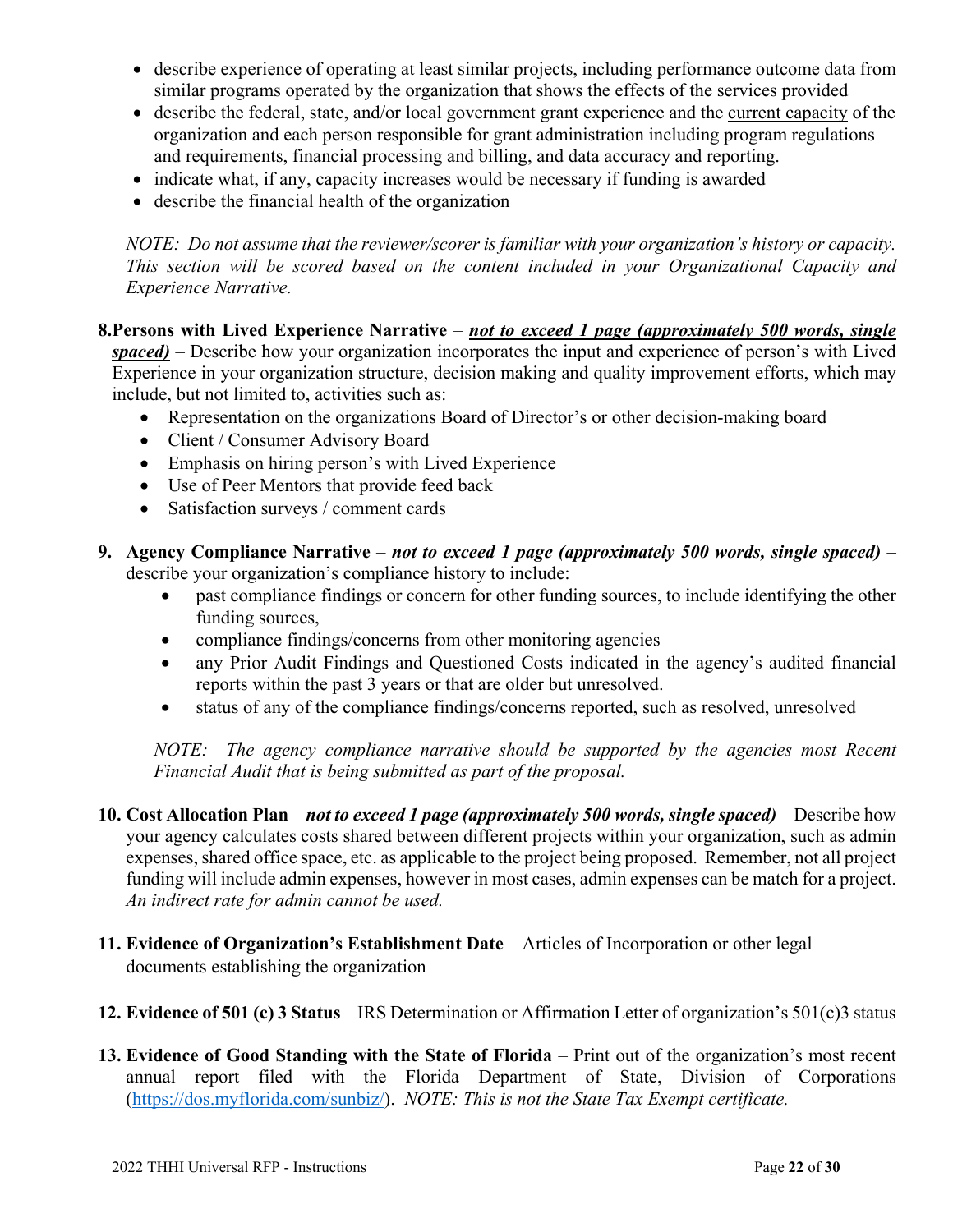- describe experience of operating at least similar projects, including performance outcome data from similar programs operated by the organization that shows the effects of the services provided
- describe the federal, state, and/or local government grant experience and the current capacity of the organization and each person responsible for grant administration including program regulations and requirements, financial processing and billing, and data accuracy and reporting.
- indicate what, if any, capacity increases would be necessary if funding is awarded
- describe the financial health of the organization

*NOTE: Do not assume that the reviewer/scorer is familiar with your organization's history or capacity. This section will be scored based on the content included in your Organizational Capacity and Experience Narrative.*

8. **Persons with Lived Experience Narrative** – ***not to exceed 1 page (approximately 500 words, single spaced)*** – Describe how your organization incorporates the input and experience of person's with Lived Experience in your organization structure, decision making and quality improvement efforts, which may include, but not limited to, activities such as:
   - Representation on the organizations Board of Director's or other decision-making board
   - Client / Consumer Advisory Board
   - Emphasis on hiring person's with Lived Experience
   - Use of Peer Mentors that provide feed back
   - Satisfaction surveys / comment cards

9. **Agency Compliance Narrative** – ***not to exceed 1 page (approximately 500 words, single spaced)*** – describe your organization's compliance history to include:
   - past compliance findings or concern for other funding sources, to include identifying the other funding sources,
   - compliance findings/concerns from other monitoring agencies
   - any Prior Audit Findings and Questioned Costs indicated in the agency's audited financial reports within the past 3 years or that are older but unresolved.
   - status of any of the compliance findings/concerns reported, such as resolved, unresolved

   *NOTE: The agency compliance narrative should be supported by the agencies most Recent Financial Audit that is being submitted as part of the proposal.*

10. **Cost Allocation Plan** – ***not to exceed 1 page (approximately 500 words, single spaced)*** – Describe how your agency calculates costs shared between different projects within your organization, such as admin expenses, shared office space, etc. as applicable to the project being proposed. Remember, not all project funding will include admin expenses, however in most cases, admin expenses can be match for a project. *An indirect rate for admin cannot be used.*

11. **Evidence of Organization's Establishment Date** – Articles of Incorporation or other legal documents establishing the organization

12. **Evidence of 501 (c) 3 Status** – IRS Determination or Affirmation Letter of organization's 501(c)3 status

13. **Evidence of Good Standing with the State of Florida** – Print out of the organization's most recent annual report filed with the Florida Department of State, Division of Corporations (https://dos.myflorida.com/sunbiz/). *NOTE: This is not the State Tax Exempt certificate.*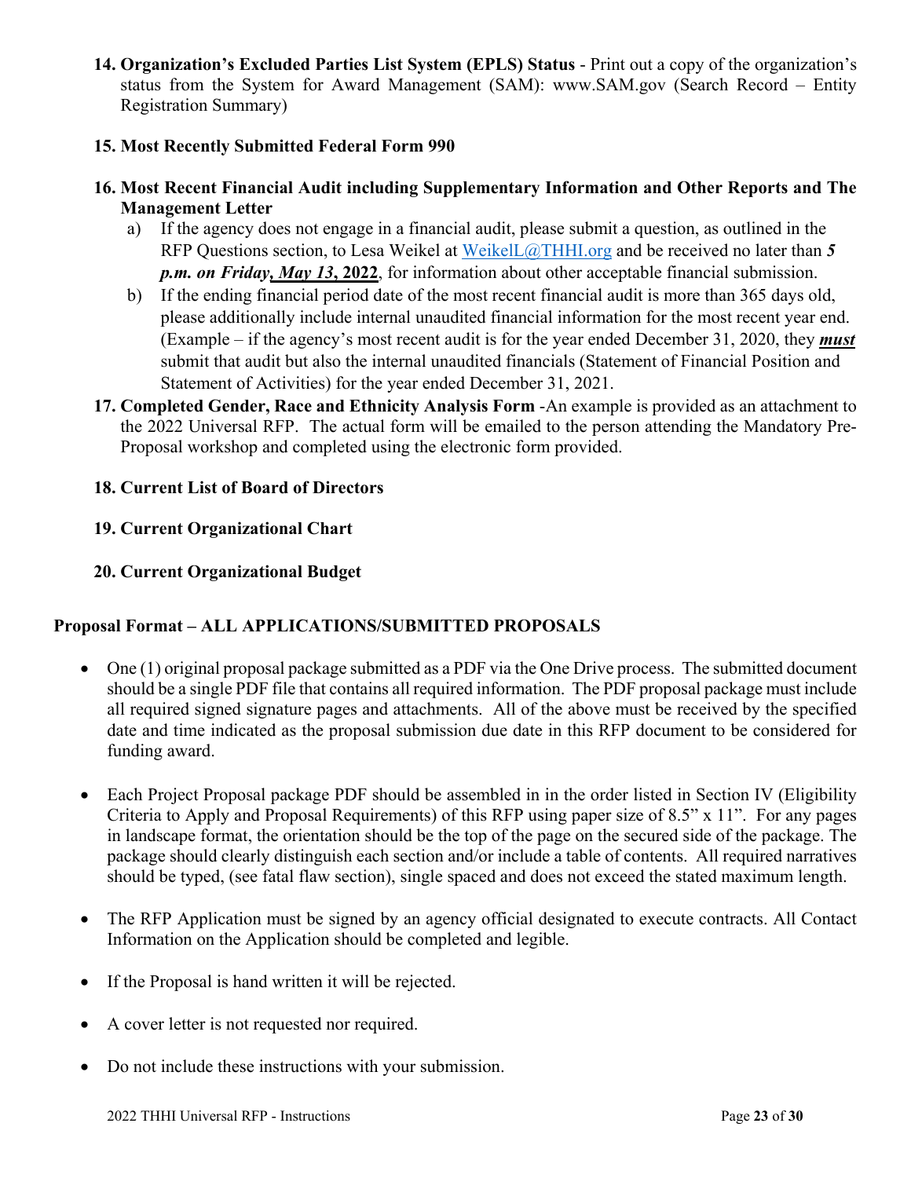14. **Organization's Excluded Parties List System (EPLS) Status** - Print out a copy of the organization's status from the System for Award Management (SAM): www.SAM.gov (Search Record – Entity Registration Summary)

15. **Most Recently Submitted Federal Form 990**

16. **Most Recent Financial Audit including Supplementary Information and Other Reports and The Management Letter**
    a) If the agency does not engage in a financial audit, please submit a question, as outlined in the RFP Questions section, to Lesa Weikel at WeikelL@THHI.org and be received no later than ***5 p.m. on Friday, May 13*, 2022**, for information about other acceptable financial submission.
    b) If the ending financial period date of the most recent financial audit is more than 365 days old, please additionally include internal unaudited financial information for the most recent year end. (Example – if the agency's most recent audit is for the year ended December 31, 2020, they ***must*** submit that audit but also the internal unaudited financials (Statement of Financial Position and Statement of Activities) for the year ended December 31, 2021.

17. **Completed Gender, Race and Ethnicity Analysis Form** -An example is provided as an attachment to the 2022 Universal RFP. The actual form will be emailed to the person attending the Mandatory Pre-Proposal workshop and completed using the electronic form provided.

18. **Current List of Board of Directors**

19. **Current Organizational Chart**

20. **Current Organizational Budget**

**Proposal Format – ALL APPLICATIONS/SUBMITTED PROPOSALS**

- One (1) original proposal package submitted as a PDF via the One Drive process. The submitted document should be a single PDF file that contains all required information. The PDF proposal package must include all required signed signature pages and attachments. All of the above must be received by the specified date and time indicated as the proposal submission due date in this RFP document to be considered for funding award.

- Each Project Proposal package PDF should be assembled in in the order listed in Section IV (Eligibility Criteria to Apply and Proposal Requirements) of this RFP using paper size of 8.5" x 11". For any pages in landscape format, the orientation should be the top of the page on the secured side of the package. The package should clearly distinguish each section and/or include a table of contents. All required narratives should be typed, (see fatal flaw section), single spaced and does not exceed the stated maximum length.

- The RFP Application must be signed by an agency official designated to execute contracts. All Contact Information on the Application should be completed and legible.

- If the Proposal is hand written it will be rejected.

- A cover letter is not requested nor required.

- Do not include these instructions with your submission.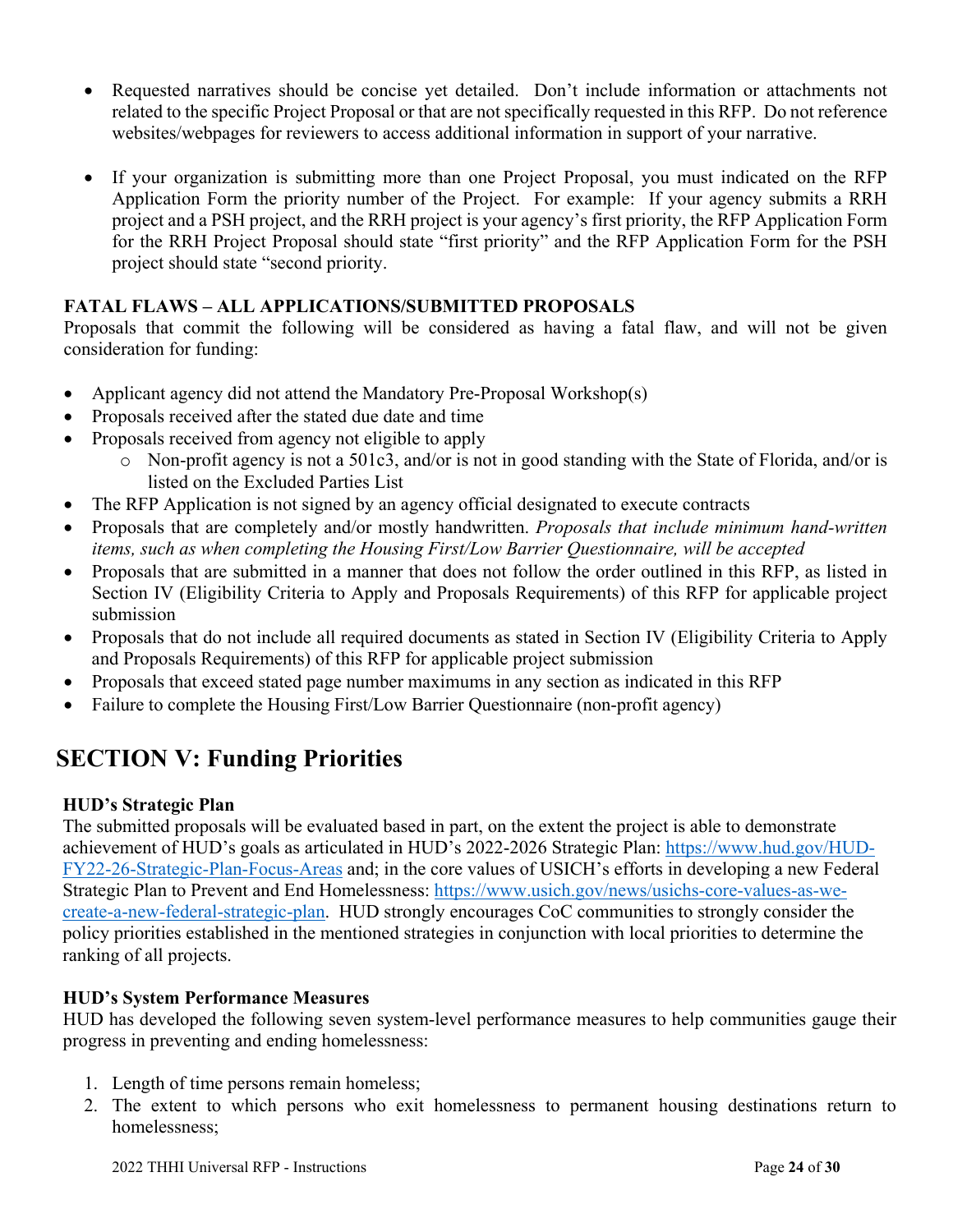- Requested narratives should be concise yet detailed. Don't include information or attachments not related to the specific Project Proposal or that are not specifically requested in this RFP. Do not reference websites/webpages for reviewers to access additional information in support of your narrative.

- If your organization is submitting more than one Project Proposal, you must indicated on the RFP Application Form the priority number of the Project. For example: If your agency submits a RRH project and a PSH project, and the RRH project is your agency's first priority, the RFP Application Form for the RRH Project Proposal should state "first priority" and the RFP Application Form for the PSH project should state "second priority.

**FATAL FLAWS – ALL APPLICATIONS/SUBMITTED PROPOSALS**

Proposals that commit the following will be considered as having a fatal flaw, and will not be given consideration for funding:

- Applicant agency did not attend the Mandatory Pre-Proposal Workshop(s)
- Proposals received after the stated due date and time
- Proposals received from agency not eligible to apply
  - Non-profit agency is not a 501c3, and/or is not in good standing with the State of Florida, and/or is listed on the Excluded Parties List
- The RFP Application is not signed by an agency official designated to execute contracts
- Proposals that are completely and/or mostly handwritten. *Proposals that include minimum hand-written items, such as when completing the Housing First/Low Barrier Questionnaire, will be accepted*
- Proposals that are submitted in a manner that does not follow the order outlined in this RFP, as listed in Section IV (Eligibility Criteria to Apply and Proposals Requirements) of this RFP for applicable project submission
- Proposals that do not include all required documents as stated in Section IV (Eligibility Criteria to Apply and Proposals Requirements) of this RFP for applicable project submission
- Proposals that exceed stated page number maximums in any section as indicated in this RFP
- Failure to complete the Housing First/Low Barrier Questionnaire (non-profit agency)

## SECTION V: Funding Priorities

**HUD's Strategic Plan**

The submitted proposals will be evaluated based in part, on the extent the project is able to demonstrate achievement of HUD's goals as articulated in HUD's 2022-2026 Strategic Plan: https://www.hud.gov/HUD-FY22-26-Strategic-Plan-Focus-Areas and; in the core values of USICH's efforts in developing a new Federal Strategic Plan to Prevent and End Homelessness: https://www.usich.gov/news/usichs-core-values-as-we-create-a-new-federal-strategic-plan. HUD strongly encourages CoC communities to strongly consider the policy priorities established in the mentioned strategies in conjunction with local priorities to determine the ranking of all projects.

**HUD's System Performance Measures**

HUD has developed the following seven system-level performance measures to help communities gauge their progress in preventing and ending homelessness:

1. Length of time persons remain homeless;
2. The extent to which persons who exit homelessness to permanent housing destinations return to homelessness;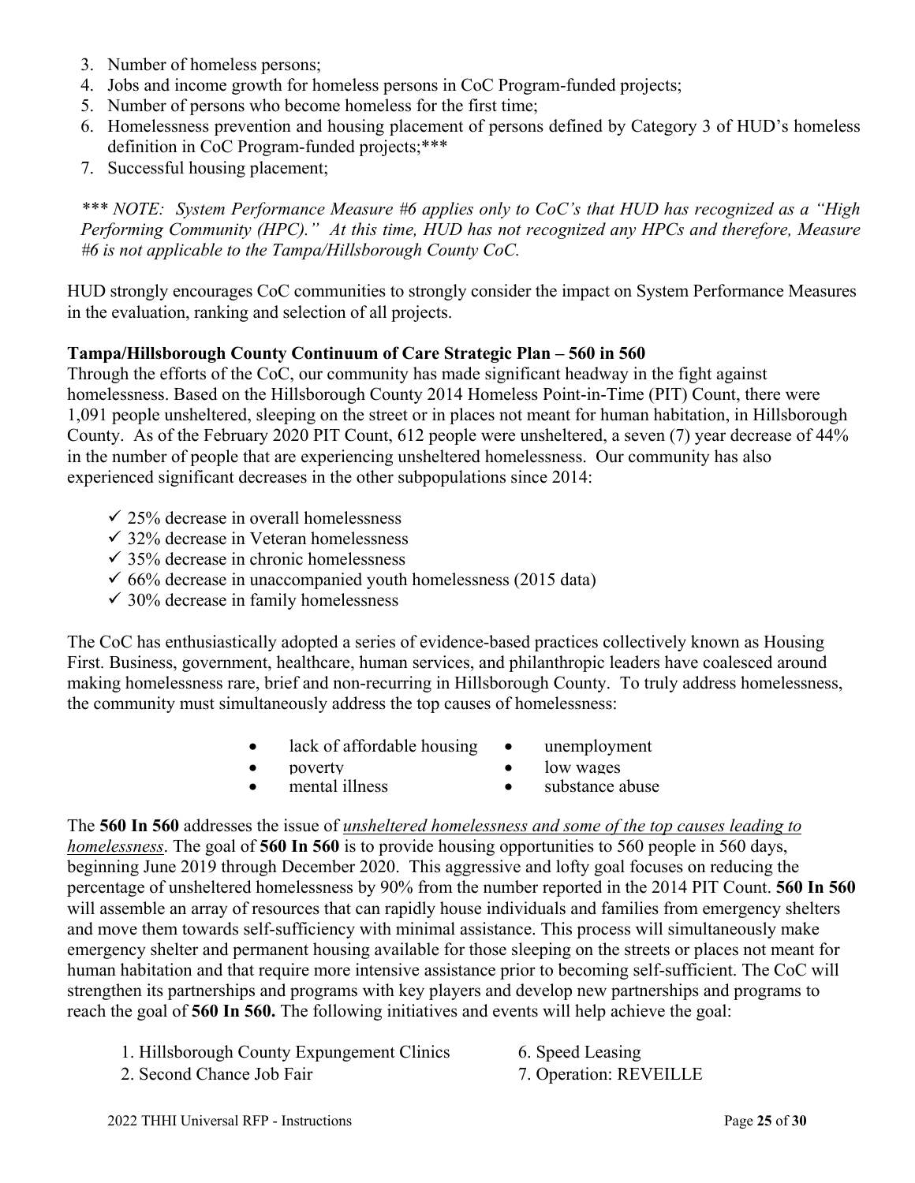3. Number of homeless persons;
4. Jobs and income growth for homeless persons in CoC Program-funded projects;
5. Number of persons who become homeless for the first time;
6. Homelessness prevention and housing placement of persons defined by Category 3 of HUD's homeless definition in CoC Program-funded projects;***
7. Successful housing placement;

*\*\*\* NOTE: System Performance Measure #6 applies only to CoC's that HUD has recognized as a "High Performing Community (HPC)." At this time, HUD has not recognized any HPCs and therefore, Measure #6 is not applicable to the Tampa/Hillsborough County CoC.*

HUD strongly encourages CoC communities to strongly consider the impact on System Performance Measures in the evaluation, ranking and selection of all projects.

**Tampa/Hillsborough County Continuum of Care Strategic Plan – 560 in 560**

Through the efforts of the CoC, our community has made significant headway in the fight against homelessness. Based on the Hillsborough County 2014 Homeless Point-in-Time (PIT) Count, there were 1,091 people unsheltered, sleeping on the street or in places not meant for human habitation, in Hillsborough County. As of the February 2020 PIT Count, 612 people were unsheltered, a seven (7) year decrease of 44% in the number of people that are experiencing unsheltered homelessness. Our community has also experienced significant decreases in the other subpopulations since 2014:

- ✓ 25% decrease in overall homelessness
- ✓ 32% decrease in Veteran homelessness
- ✓ 35% decrease in chronic homelessness
- ✓ 66% decrease in unaccompanied youth homelessness (2015 data)
- ✓ 30% decrease in family homelessness

The CoC has enthusiastically adopted a series of evidence-based practices collectively known as Housing First. Business, government, healthcare, human services, and philanthropic leaders have coalesced around making homelessness rare, brief and non-recurring in Hillsborough County. To truly address homelessness, the community must simultaneously address the top causes of homelessness:

- lack of affordable housing
- poverty
- mental illness
- unemployment
- low wages
- substance abuse

The **560 In 560** addresses the issue of <u>*unsheltered homelessness and some of the top causes leading to homelessness*</u>. The goal of **560 In 560** is to provide housing opportunities to 560 people in 560 days, beginning June 2019 through December 2020. This aggressive and lofty goal focuses on reducing the percentage of unsheltered homelessness by 90% from the number reported in the 2014 PIT Count. **560 In 560** will assemble an array of resources that can rapidly house individuals and families from emergency shelters and move them towards self-sufficiency with minimal assistance. This process will simultaneously make emergency shelter and permanent housing available for those sleeping on the streets or places not meant for human habitation and that require more intensive assistance prior to becoming self-sufficient. The CoC will strengthen its partnerships and programs with key players and develop new partnerships and programs to reach the goal of **560 In 560.** The following initiatives and events will help achieve the goal:

1. Hillsborough County Expungement Clinics
2. Second Chance Job Fair
6. Speed Leasing
7. Operation: REVEILLE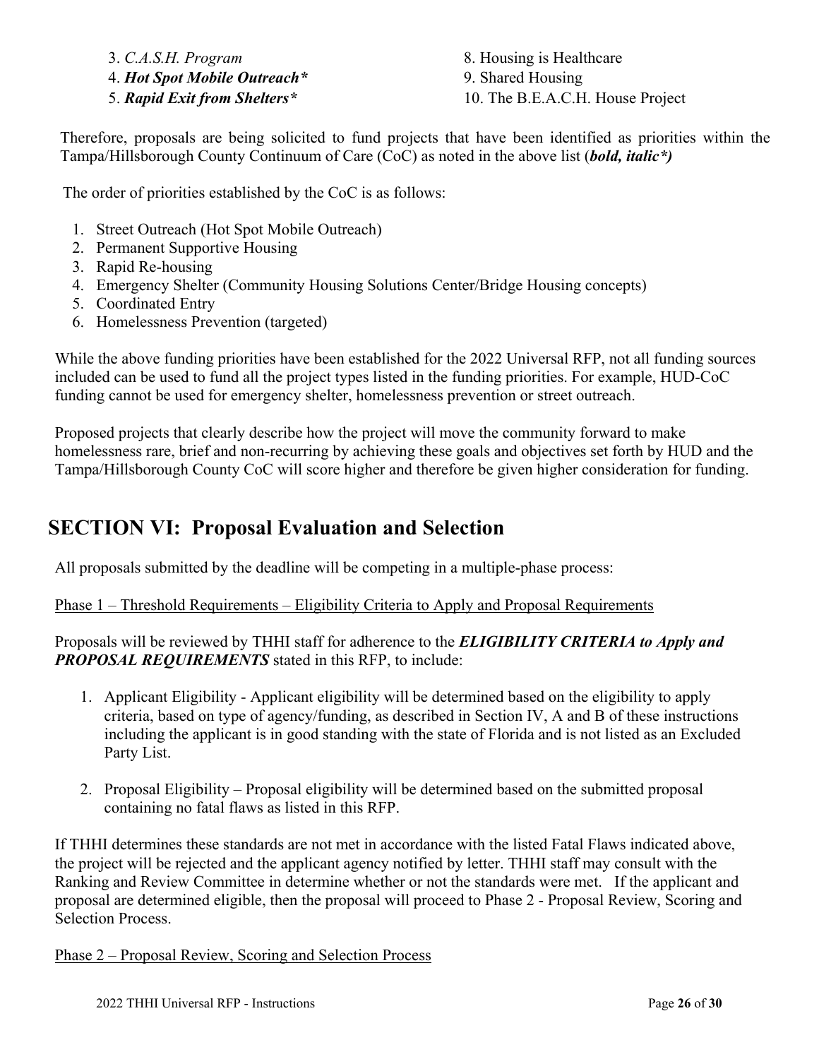3. *C.A.S.H. Program*
4. ***Hot Spot Mobile Outreach****
5. ***Rapid Exit from Shelters****
8. Housing is Healthcare
9. Shared Housing
10. The B.E.A.C.H. House Project

Therefore, proposals are being solicited to fund projects that have been identified as priorities within the Tampa/Hillsborough County Continuum of Care (CoC) as noted in the above list (***bold, italic*)***

The order of priorities established by the CoC is as follows:

1. Street Outreach (Hot Spot Mobile Outreach)
2. Permanent Supportive Housing
3. Rapid Re-housing
4. Emergency Shelter (Community Housing Solutions Center/Bridge Housing concepts)
5. Coordinated Entry
6. Homelessness Prevention (targeted)

While the above funding priorities have been established for the 2022 Universal RFP, not all funding sources included can be used to fund all the project types listed in the funding priorities. For example, HUD-CoC funding cannot be used for emergency shelter, homelessness prevention or street outreach.

Proposed projects that clearly describe how the project will move the community forward to make homelessness rare, brief and non-recurring by achieving these goals and objectives set forth by HUD and the Tampa/Hillsborough County CoC will score higher and therefore be given higher consideration for funding.

## SECTION VI: Proposal Evaluation and Selection

All proposals submitted by the deadline will be competing in a multiple-phase process:

Phase 1 – Threshold Requirements – Eligibility Criteria to Apply and Proposal Requirements

Proposals will be reviewed by THHI staff for adherence to the ***ELIGIBILITY CRITERIA to Apply and PROPOSAL REQUIREMENTS*** stated in this RFP, to include:

1. Applicant Eligibility - Applicant eligibility will be determined based on the eligibility to apply criteria, based on type of agency/funding, as described in Section IV, A and B of these instructions including the applicant is in good standing with the state of Florida and is not listed as an Excluded Party List.

2. Proposal Eligibility – Proposal eligibility will be determined based on the submitted proposal containing no fatal flaws as listed in this RFP.

If THHI determines these standards are not met in accordance with the listed Fatal Flaws indicated above, the project will be rejected and the applicant agency notified by letter. THHI staff may consult with the Ranking and Review Committee in determine whether or not the standards were met. If the applicant and proposal are determined eligible, then the proposal will proceed to Phase 2 - Proposal Review, Scoring and Selection Process.

Phase 2 – Proposal Review, Scoring and Selection Process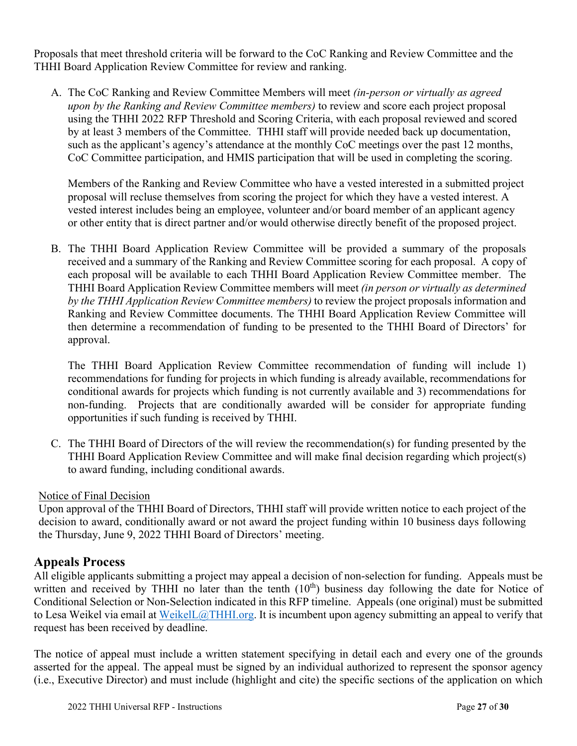Proposals that meet threshold criteria will be forward to the CoC Ranking and Review Committee and the THHI Board Application Review Committee for review and ranking.

A. The CoC Ranking and Review Committee Members will meet *(in-person or virtually as agreed upon by the Ranking and Review Committee members)* to review and score each project proposal using the THHI 2022 RFP Threshold and Scoring Criteria, with each proposal reviewed and scored by at least 3 members of the Committee. THHI staff will provide needed back up documentation, such as the applicant's agency's attendance at the monthly CoC meetings over the past 12 months, CoC Committee participation, and HMIS participation that will be used in completing the scoring.

   Members of the Ranking and Review Committee who have a vested interested in a submitted project proposal will recluse themselves from scoring the project for which they have a vested interest. A vested interest includes being an employee, volunteer and/or board member of an applicant agency or other entity that is direct partner and/or would otherwise directly benefit of the proposed project.

B. The THHI Board Application Review Committee will be provided a summary of the proposals received and a summary of the Ranking and Review Committee scoring for each proposal. A copy of each proposal will be available to each THHI Board Application Review Committee member. The THHI Board Application Review Committee members will meet *(in person or virtually as determined by the THHI Application Review Committee members)* to review the project proposals information and Ranking and Review Committee documents. The THHI Board Application Review Committee will then determine a recommendation of funding to be presented to the THHI Board of Directors' for approval.

   The THHI Board Application Review Committee recommendation of funding will include 1) recommendations for funding for projects in which funding is already available, recommendations for conditional awards for projects which funding is not currently available and 3) recommendations for non-funding. Projects that are conditionally awarded will be consider for appropriate funding opportunities if such funding is received by THHI.

C. The THHI Board of Directors of the will review the recommendation(s) for funding presented by the THHI Board Application Review Committee and will make final decision regarding which project(s) to award funding, including conditional awards.

<u>Notice of Final Decision</u>

Upon approval of the THHI Board of Directors, THHI staff will provide written notice to each project of the decision to award, conditionally award or not award the project funding within 10 business days following the Thursday, June 9, 2022 THHI Board of Directors' meeting.

## Appeals Process

All eligible applicants submitting a project may appeal a decision of non-selection for funding. Appeals must be written and received by THHI no later than the tenth (10th) business day following the date for Notice of Conditional Selection or Non-Selection indicated in this RFP timeline. Appeals (one original) must be submitted to Lesa Weikel via email at WeikelL@THHI.org. It is incumbent upon agency submitting an appeal to verify that request has been received by deadline.

The notice of appeal must include a written statement specifying in detail each and every one of the grounds asserted for the appeal. The appeal must be signed by an individual authorized to represent the sponsor agency (i.e., Executive Director) and must include (highlight and cite) the specific sections of the application on which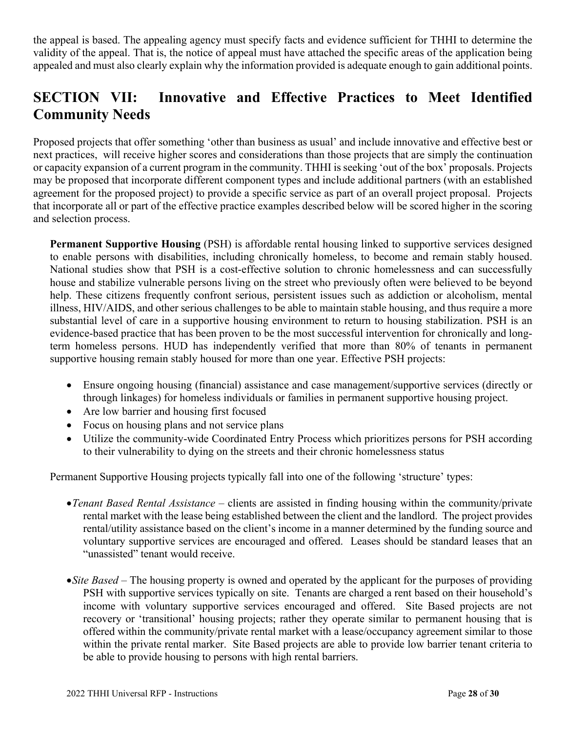the appeal is based. The appealing agency must specify facts and evidence sufficient for THHI to determine the validity of the appeal. That is, the notice of appeal must have attached the specific areas of the application being appealed and must also clearly explain why the information provided is adequate enough to gain additional points.

# SECTION VII: Innovative and Effective Practices to Meet Identified Community Needs

Proposed projects that offer something 'other than business as usual' and include innovative and effective best or next practices, will receive higher scores and considerations than those projects that are simply the continuation or capacity expansion of a current program in the community. THHI is seeking 'out of the box' proposals. Projects may be proposed that incorporate different component types and include additional partners (with an established agreement for the proposed project) to provide a specific service as part of an overall project proposal. Projects that incorporate all or part of the effective practice examples described below will be scored higher in the scoring and selection process.

**Permanent Supportive Housing** (PSH) is affordable rental housing linked to supportive services designed to enable persons with disabilities, including chronically homeless, to become and remain stably housed. National studies show that PSH is a cost-effective solution to chronic homelessness and can successfully house and stabilize vulnerable persons living on the street who previously often were believed to be beyond help. These citizens frequently confront serious, persistent issues such as addiction or alcoholism, mental illness, HIV/AIDS, and other serious challenges to be able to maintain stable housing, and thus require a more substantial level of care in a supportive housing environment to return to housing stabilization. PSH is an evidence-based practice that has been proven to be the most successful intervention for chronically and long-term homeless persons. HUD has independently verified that more than 80% of tenants in permanent supportive housing remain stably housed for more than one year. Effective PSH projects:

- Ensure ongoing housing (financial) assistance and case management/supportive services (directly or through linkages) for homeless individuals or families in permanent supportive housing project.
- Are low barrier and housing first focused
- Focus on housing plans and not service plans
- Utilize the community-wide Coordinated Entry Process which prioritizes persons for PSH according to their vulnerability to dying on the streets and their chronic homelessness status

Permanent Supportive Housing projects typically fall into one of the following 'structure' types:

- *Tenant Based Rental Assistance* – clients are assisted in finding housing within the community/private rental market with the lease being established between the client and the landlord. The project provides rental/utility assistance based on the client's income in a manner determined by the funding source and voluntary supportive services are encouraged and offered. Leases should be standard leases that an "unassisted" tenant would receive.

- *Site Based* – The housing property is owned and operated by the applicant for the purposes of providing PSH with supportive services typically on site. Tenants are charged a rent based on their household's income with voluntary supportive services encouraged and offered. Site Based projects are not recovery or 'transitional' housing projects; rather they operate similar to permanent housing that is offered within the community/private rental market with a lease/occupancy agreement similar to those within the private rental marker. Site Based projects are able to provide low barrier tenant criteria to be able to provide housing to persons with high rental barriers.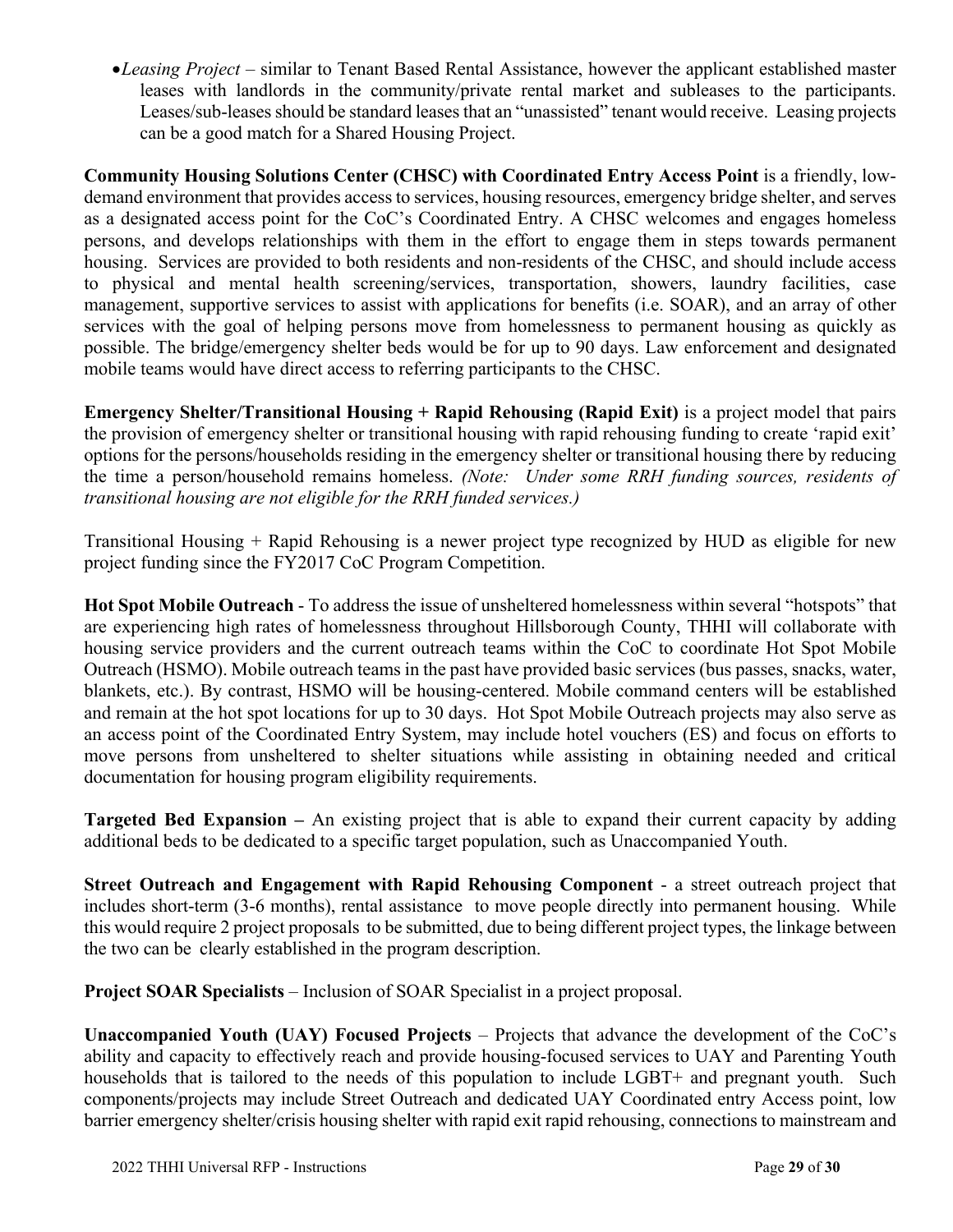- *Leasing Project* – similar to Tenant Based Rental Assistance, however the applicant established master leases with landlords in the community/private rental market and subleases to the participants. Leases/sub-leases should be standard leases that an "unassisted" tenant would receive. Leasing projects can be a good match for a Shared Housing Project.

**Community Housing Solutions Center (CHSC) with Coordinated Entry Access Point** is a friendly, low-demand environment that provides access to services, housing resources, emergency bridge shelter, and serves as a designated access point for the CoC's Coordinated Entry. A CHSC welcomes and engages homeless persons, and develops relationships with them in the effort to engage them in steps towards permanent housing. Services are provided to both residents and non-residents of the CHSC, and should include access to physical and mental health screening/services, transportation, showers, laundry facilities, case management, supportive services to assist with applications for benefits (i.e. SOAR), and an array of other services with the goal of helping persons move from homelessness to permanent housing as quickly as possible. The bridge/emergency shelter beds would be for up to 90 days. Law enforcement and designated mobile teams would have direct access to referring participants to the CHSC.

**Emergency Shelter/Transitional Housing + Rapid Rehousing (Rapid Exit)** is a project model that pairs the provision of emergency shelter or transitional housing with rapid rehousing funding to create 'rapid exit' options for the persons/households residing in the emergency shelter or transitional housing there by reducing the time a person/household remains homeless. *(Note: Under some RRH funding sources, residents of transitional housing are not eligible for the RRH funded services.)*

Transitional Housing + Rapid Rehousing is a newer project type recognized by HUD as eligible for new project funding since the FY2017 CoC Program Competition.

**Hot Spot Mobile Outreach** - To address the issue of unsheltered homelessness within several "hotspots" that are experiencing high rates of homelessness throughout Hillsborough County, THHI will collaborate with housing service providers and the current outreach teams within the CoC to coordinate Hot Spot Mobile Outreach (HSMO). Mobile outreach teams in the past have provided basic services (bus passes, snacks, water, blankets, etc.). By contrast, HSMO will be housing-centered. Mobile command centers will be established and remain at the hot spot locations for up to 30 days. Hot Spot Mobile Outreach projects may also serve as an access point of the Coordinated Entry System, may include hotel vouchers (ES) and focus on efforts to move persons from unsheltered to shelter situations while assisting in obtaining needed and critical documentation for housing program eligibility requirements.

**Targeted Bed Expansion –** An existing project that is able to expand their current capacity by adding additional beds to be dedicated to a specific target population, such as Unaccompanied Youth.

**Street Outreach and Engagement with Rapid Rehousing Component** - a street outreach project that includes short-term (3-6 months), rental assistance to move people directly into permanent housing. While this would require 2 project proposals to be submitted, due to being different project types, the linkage between the two can be clearly established in the program description.

**Project SOAR Specialists** – Inclusion of SOAR Specialist in a project proposal.

**Unaccompanied Youth (UAY) Focused Projects** – Projects that advance the development of the CoC's ability and capacity to effectively reach and provide housing-focused services to UAY and Parenting Youth households that is tailored to the needs of this population to include LGBT+ and pregnant youth. Such components/projects may include Street Outreach and dedicated UAY Coordinated entry Access point, low barrier emergency shelter/crisis housing shelter with rapid exit rapid rehousing, connections to mainstream and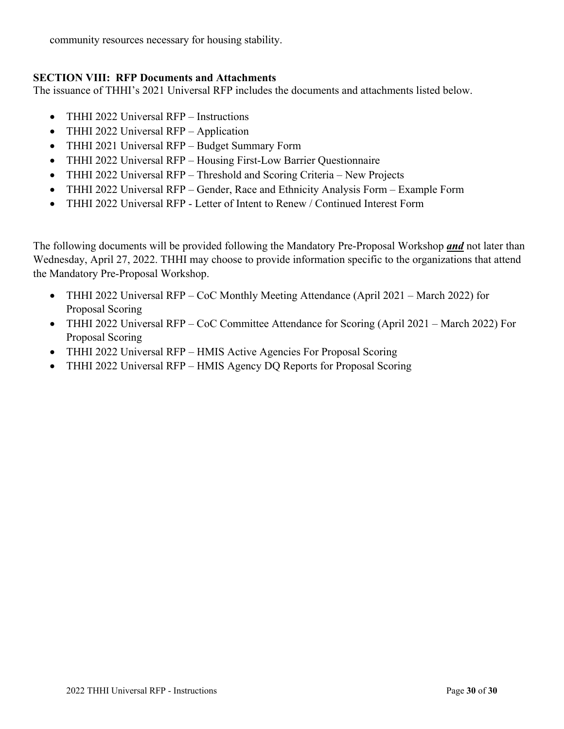community resources necessary for housing stability.

**SECTION VIII: RFP Documents and Attachments**

The issuance of THHI's 2021 Universal RFP includes the documents and attachments listed below.

- THHI 2022 Universal RFP – Instructions
- THHI 2022 Universal RFP – Application
- THHI 2021 Universal RFP – Budget Summary Form
- THHI 2022 Universal RFP – Housing First-Low Barrier Questionnaire
- THHI 2022 Universal RFP – Threshold and Scoring Criteria – New Projects
- THHI 2022 Universal RFP – Gender, Race and Ethnicity Analysis Form – Example Form
- THHI 2022 Universal RFP - Letter of Intent to Renew / Continued Interest Form

The following documents will be provided following the Mandatory Pre-Proposal Workshop ***and*** not later than Wednesday, April 27, 2022. THHI may choose to provide information specific to the organizations that attend the Mandatory Pre-Proposal Workshop.

- THHI 2022 Universal RFP – CoC Monthly Meeting Attendance (April 2021 – March 2022) for Proposal Scoring
- THHI 2022 Universal RFP – CoC Committee Attendance for Scoring (April 2021 – March 2022) For Proposal Scoring
- THHI 2022 Universal RFP – HMIS Active Agencies For Proposal Scoring
- THHI 2022 Universal RFP – HMIS Agency DQ Reports for Proposal Scoring